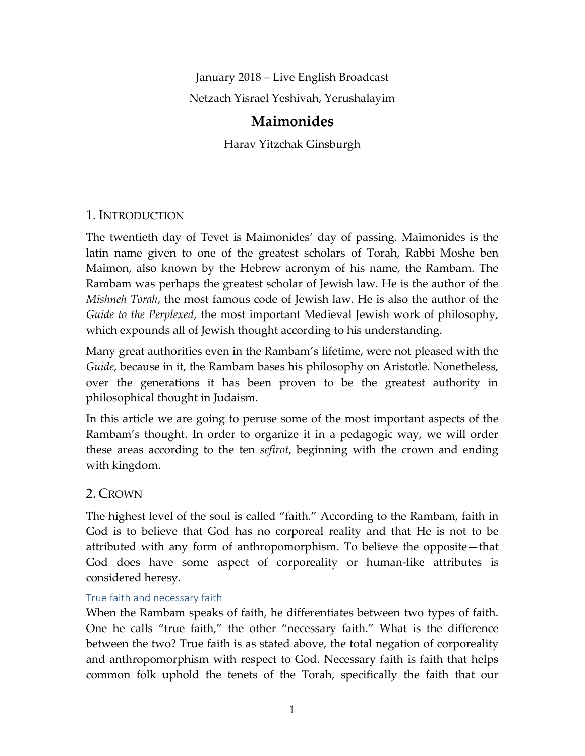January 2018 – Live English Broadcast

Netzach Yisrael Yeshivah, Yerushalayim

# Maimonides

Harav Yitzchak Ginsburgh

## 1. Introduction

The twentieth day of Tevet is Maimonides' day of passing. Maimonides is the latin name given to one of the greatest scholars of Torah, Rabbi Moshe ben Maimon, also known by the Hebrew acronym of his name, the Rambam. The Rambam was perhaps the greatest scholar of Jewish law. He is the author of the *Mishneh Torah*, the most famous code of Jewish law. He is also the author of the *Guide to the Perplexed*, the most important Medieval Jewish work of philosophy, which expounds all of Jewish thought according to his understanding.

Many great authorities even in the Rambam's lifetime, were not pleased with the *Guide*, because in it, the Rambam bases his philosophy on Aristotle. Nonetheless, over the generations it has been proven to be the greatest authority in philosophical thought in Judaism.

In this article we are going to peruse some of the most important aspects of the Rambam's thought. In order to organize it in a pedagogic way, we will order these areas according to the ten *sefirot*, beginning with the crown and ending with kingdom.

## 2. Crown

The highest level of the soul is called "faith." According to the Rambam, faith in God is to believe that God has no corporeal reality and that He is not to be attributed with any form of anthropomorphism. To believe the opposite—that God does have some aspect of corporeality or human-like attributes is considered heresy.

### True faith and necessary faith

When the Rambam speaks of faith, he differentiates between two types of faith. One he calls "true faith," the other "necessary faith." What is the difference between the two? True faith is as stated above, the total negation of corporeality and anthropomorphism with respect to God. Necessary faith is faith that helps common folk uphold the tenets of the Torah, specifically the faith that our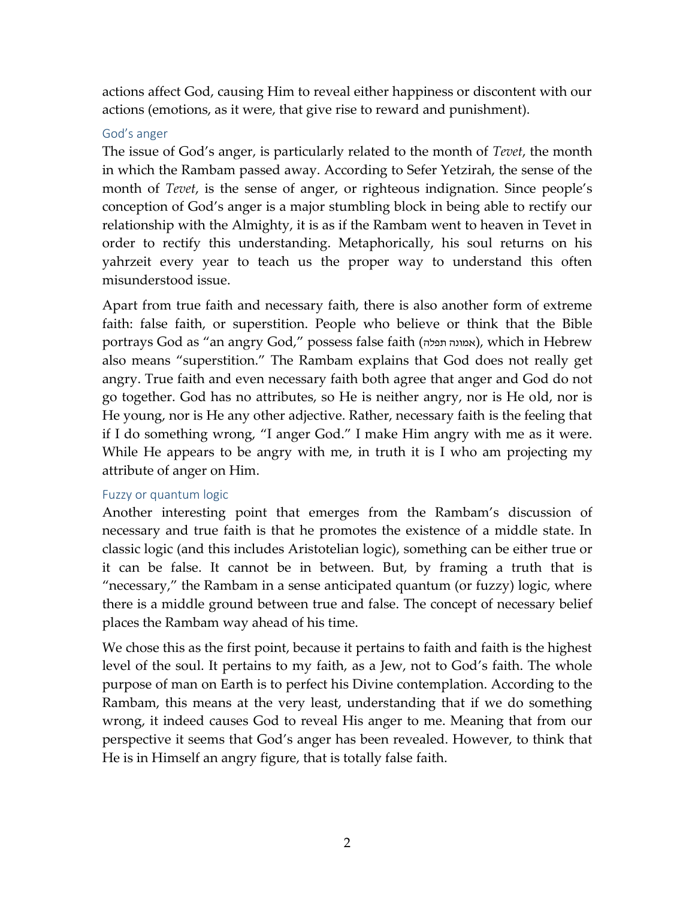actions affect God, causing Him to reveal either happiness or discontent with our actions (emotions, as it were, that give rise to reward and punishment).

### God's anger

The issue of God's anger, is particularly related to the month of *Tevet*, the month in which the Rambam passed away. According to Sefer Yetzirah, the sense of the month of *Tevet*, is the sense of anger, or righteous indignation. Since people's conception of God's anger is a major stumbling block in being able to rectify our relationship with the Almighty, it is as if the Rambam went to heaven in Tevet in order to rectify this understanding. Metaphorically, his soul returns on his yahrzeit every year to teach us the proper way to understand this often misunderstood issue.

Apart from true faith and necessary faith, there is also another form of extreme faith: false faith, or superstition. People who believe or think that the Bible portrays God as "an angry God," possess false faith (אמונה תפלה), which in Hebrew also means "superstition." The Rambam explains that God does not really get angry. True faith and even necessary faith both agree that anger and God do not go together. God has no attributes, so He is neither angry, nor is He old, nor is He young, nor is He any other adjective. Rather, necessary faith is the feeling that if I do something wrong, "I anger God." I make Him angry with me as it were. While He appears to be angry with me, in truth it is I who am projecting my attribute of anger on Him.

### Fuzzy or quantum logic

Another interesting point that emerges from the Rambam's discussion of necessary and true faith is that he promotes the existence of a middle state. In classic logic (and this includes Aristotelian logic), something can be either true or it can be false. It cannot be in between. But, by framing a truth that is "necessary," the Rambam in a sense anticipated quantum (or fuzzy) logic, where there is a middle ground between true and false. The concept of necessary belief places the Rambam way ahead of his time.

We chose this as the first point, because it pertains to faith and faith is the highest level of the soul. It pertains to my faith, as a Jew, not to God's faith. The whole purpose of man on Earth is to perfect his Divine contemplation. According to the Rambam, this means at the very least, understanding that if we do something wrong, it indeed causes God to reveal His anger to me. Meaning that from our perspective it seems that God's anger has been revealed. However, to think that He is in Himself an angry figure, that is totally false faith.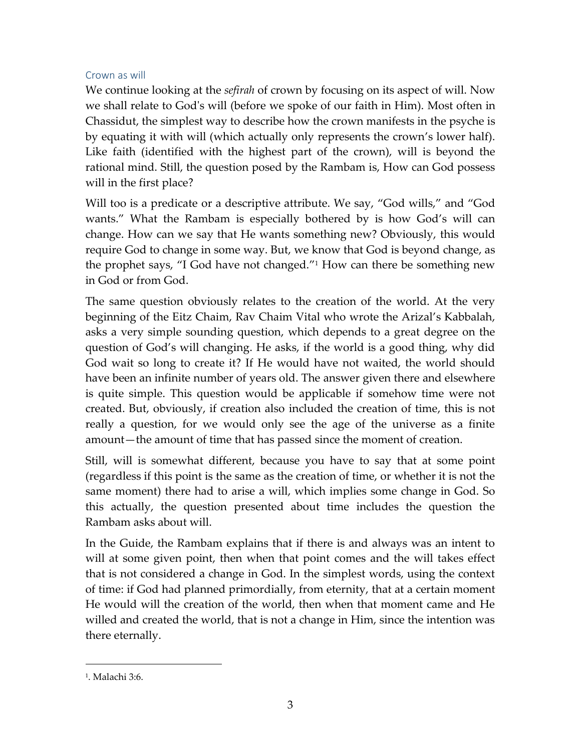## Crown as will

We continue looking at the *sefirah* of crown by focusing on its aspect of will. Now we shall relate to God's will (before we spoke of our faith in Him). Most often in Chassidut, the simplest way to describe how the crown manifests in the psyche is by equating it with will (which actually only represents the crown's lower half). Like faith (identified with the highest part of the crown), will is beyond the rational mind. Still, the question posed by the Rambam is, How can God possess will in the first place?

Will too is a predicate or a descriptive attribute. We say, "God wills," and "God wants." What the Rambam is especially bothered by is how God's will can change. How can we say that He wants something new? Obviously, this would require God to change in some way. But, we know that God is beyond change, as the prophet says, "I God have not changed."[1] How can there be something new in God or from God.

The same question obviously relates to the creation of the world. At the very beginning of the Eitz Chaim, Rav Chaim Vital who wrote the Arizal's Kabbalah, asks a very simple sounding question, which depends to a great degree on the question of God's will changing. He asks, if the world is a good thing, why did God wait so long to create it? If He would have not waited, the world should have been an infinite number of years old. The answer given there and elsewhere is quite simple. This question would be applicable if somehow time were not created. But, obviously, if creation also included the creation of time, this is not really a question, for we would only see the age of the universe as a finite amount—the amount of time that has passed since the moment of creation.

Still, will is somewhat different, because you have to say that at some point (regardless if this point is the same as the creation of time, or whether it is not the same moment) there had to arise a will, which implies some change in God. So this actually, the question presented about time includes the question the Rambam asks about will.

In the Guide, the Rambam explains that if there is and always was an intent to will at some given point, then when that point comes and the will takes effect that is not considered a change in God. In the simplest words, using the context of time: if God had planned primordially, from eternity, that at a certain moment He would will the creation of the world, then when that moment came and He willed and created the world, that is not a change in Him, since the intention was there eternally.

---

[1]. Malachi 3:6.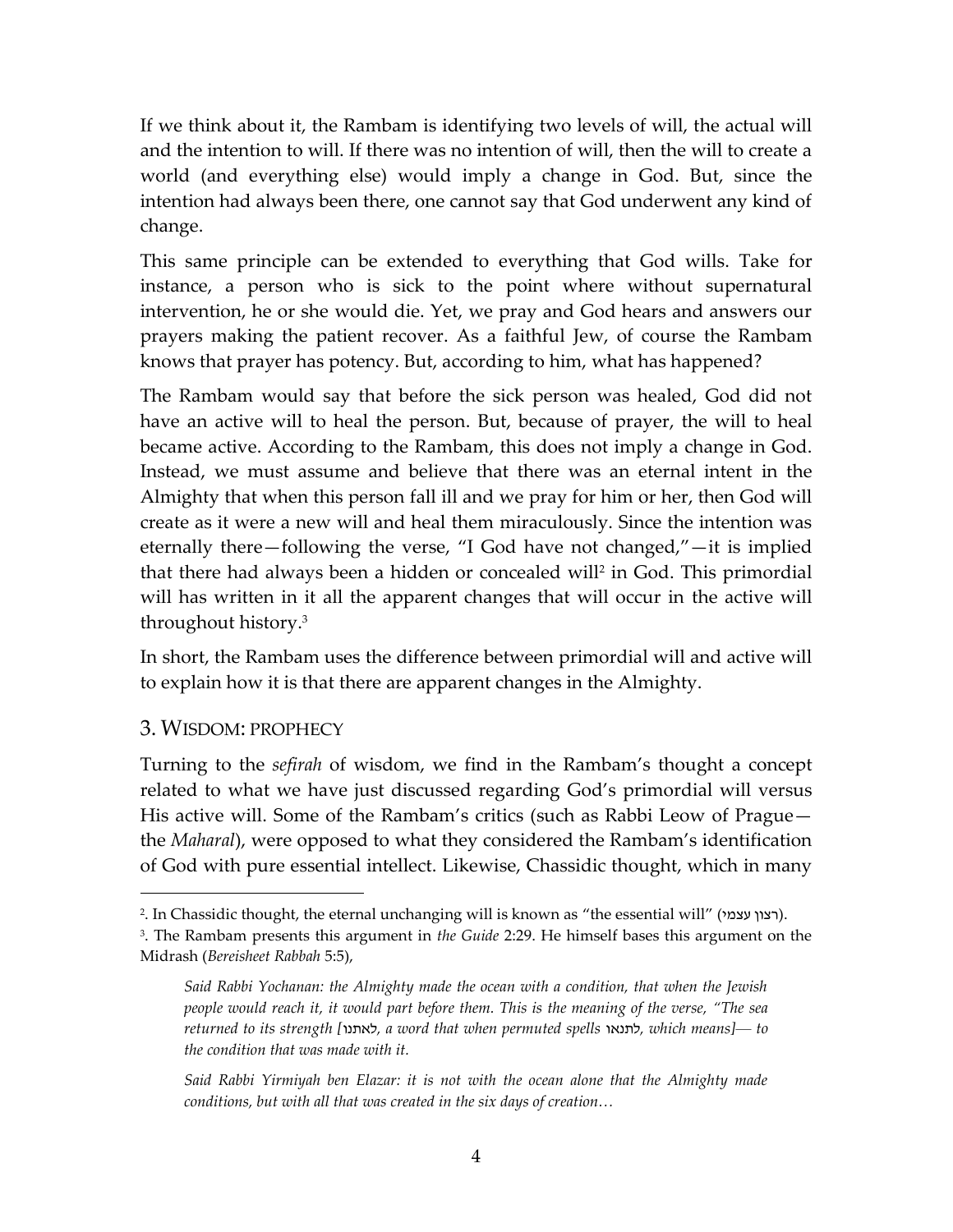If we think about it, the Rambam is identifying two levels of will, the actual will and the intention to will. If there was no intention of will, then the will to create a world (and everything else) would imply a change in God. But, since the intention had always been there, one cannot say that God underwent any kind of change.

This same principle can be extended to everything that God wills. Take for instance, a person who is sick to the point where without supernatural intervention, he or she would die. Yet, we pray and God hears and answers our prayers making the patient recover. As a faithful Jew, of course the Rambam knows that prayer has potency. But, according to him, what has happened?

The Rambam would say that before the sick person was healed, God did not have an active will to heal the person. But, because of prayer, the will to heal became active. According to the Rambam, this does not imply a change in God. Instead, we must assume and believe that there was an eternal intent in the Almighty that when this person fall ill and we pray for him or her, then God will create as it were a new will and heal them miraculously. Since the intention was eternally there—following the verse, "I God have not changed,"—it is implied that there had always been a hidden or concealed will[2] in God. This primordial will has written in it all the apparent changes that will occur in the active will throughout history.[3]

In short, the Rambam uses the difference between primordial will and active will to explain how it is that there are apparent changes in the Almighty.

## 3. Wisdom: prophecy

Turning to the *sefirah* of wisdom, we find in the Rambam's thought a concept related to what we have just discussed regarding God's primordial will versus His active will. Some of the Rambam's critics (such as Rabbi Leow of Prague—the *Maharal*), were opposed to what they considered the Rambam's identification of God with pure essential intellect. Likewise, Chassidic thought, which in many

---

[2]. In Chassidic thought, the eternal unchanging will is known as "the essential will" (רצון עצמי).

[3]. The Rambam presents this argument in *the Guide* 2:29. He himself bases this argument on the Midrash (*Bereisheet Rabbah* 5:5),

> *Said Rabbi Yochanan: the Almighty made the ocean with a condition, that when the Jewish people would reach it, it would part before them. This is the meaning of the verse, "The sea returned to its strength [*לאתנו*, a word that when permuted spells* לתנאו*, which means]— to the condition that was made with it.*
>
> *Said Rabbi Yirmiyah ben Elazar: it is not with the ocean alone that the Almighty made conditions, but with all that was created in the six days of creation…*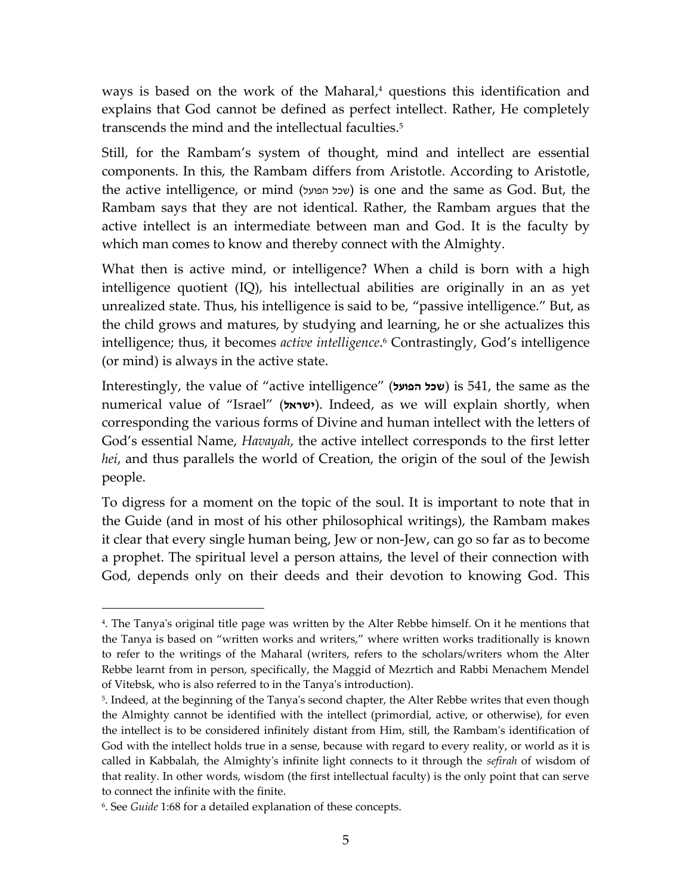ways is based on the work of the Maharal,[4] questions this identification and explains that God cannot be defined as perfect intellect. Rather, He completely transcends the mind and the intellectual faculties.[5]

Still, for the Rambam's system of thought, mind and intellect are essential components. In this, the Rambam differs from Aristotle. According to Aristotle, the active intelligence, or mind (שכל הפועל) is one and the same as God. But, the Rambam says that they are not identical. Rather, the Rambam argues that the active intellect is an intermediate between man and God. It is the faculty by which man comes to know and thereby connect with the Almighty.

What then is active mind, or intelligence? When a child is born with a high intelligence quotient (IQ), his intellectual abilities are originally in an as yet unrealized state. Thus, his intelligence is said to be, "passive intelligence." But, as the child grows and matures, by studying and learning, he or she actualizes this intelligence; thus, it becomes *active intelligence*.[6] Contrastingly, God's intelligence (or mind) is always in the active state.

Interestingly, the value of "active intelligence" (**שכל הפועל**) is 541, the same as the numerical value of "Israel" (**ישראל**). Indeed, as we will explain shortly, when corresponding the various forms of Divine and human intellect with the letters of God's essential Name, *Havayah*, the active intellect corresponds to the first letter *hei*, and thus parallels the world of Creation, the origin of the soul of the Jewish people.

To digress for a moment on the topic of the soul. It is important to note that in the Guide (and in most of his other philosophical writings), the Rambam makes it clear that every single human being, Jew or non-Jew, can go so far as to become a prophet. The spiritual level a person attains, the level of their connection with God, depends only on their deeds and their devotion to knowing God. This

---

[4]. The Tanya's original title page was written by the Alter Rebbe himself. On it he mentions that the Tanya is based on "written works and writers," where written works traditionally is known to refer to the writings of the Maharal (writers, refers to the scholars/writers whom the Alter Rebbe learnt from in person, specifically, the Maggid of Mezrtich and Rabbi Menachem Mendel of Vitebsk, who is also referred to in the Tanya's introduction).

[5]. Indeed, at the beginning of the Tanya's second chapter, the Alter Rebbe writes that even though the Almighty cannot be identified with the intellect (primordial, active, or otherwise), for even the intellect is to be considered infinitely distant from Him, still, the Rambam's identification of God with the intellect holds true in a sense, because with regard to every reality, or world as it is called in Kabbalah, the Almighty's infinite light connects to it through the *sefirah* of wisdom of that reality. In other words, wisdom (the first intellectual faculty) is the only point that can serve to connect the infinite with the finite.

[6]. See *Guide* 1:68 for a detailed explanation of these concepts.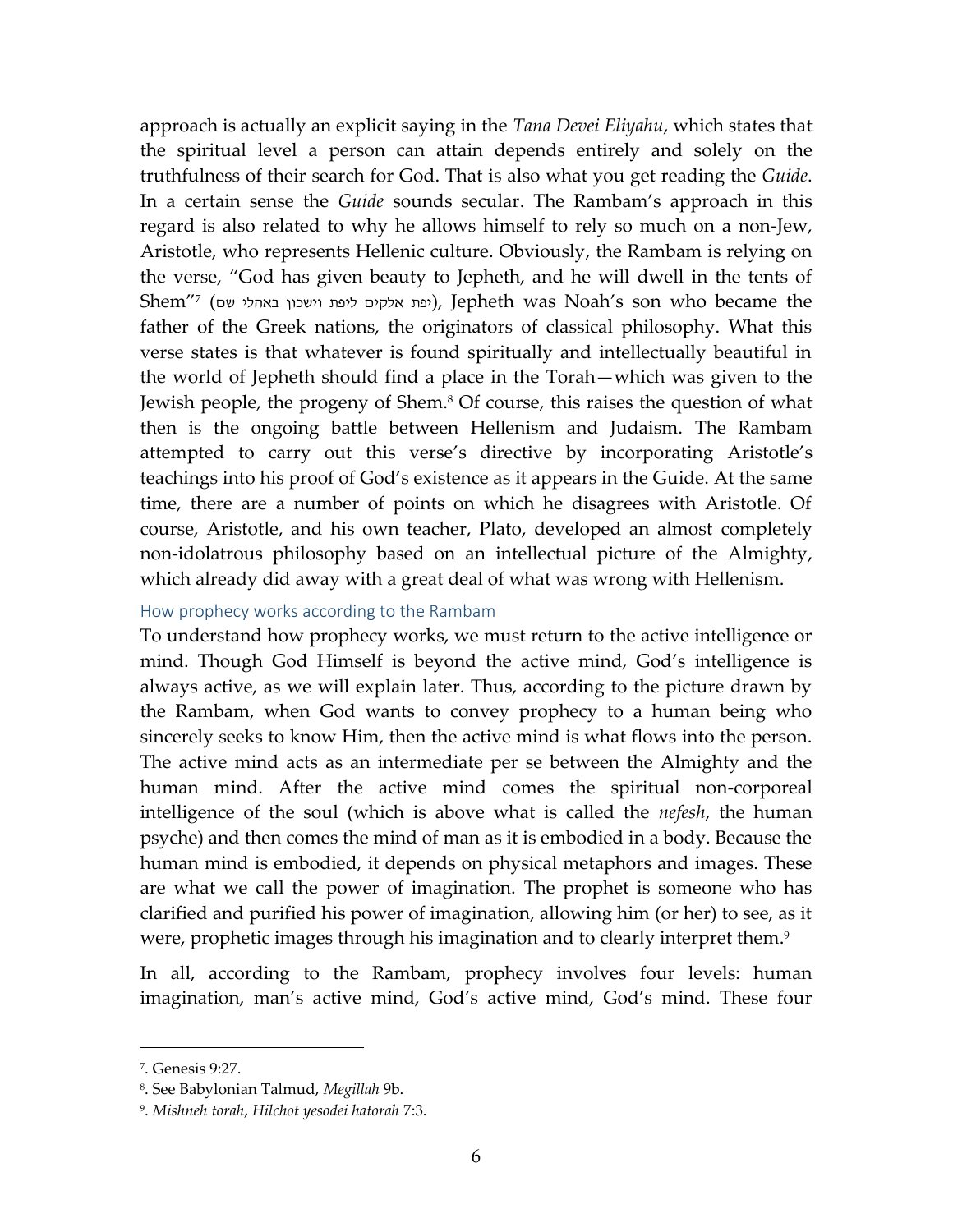approach is actually an explicit saying in the *Tana Devei Eliyahu*, which states that the spiritual level a person can attain depends entirely and solely on the truthfulness of their search for God. That is also what you get reading the *Guide*. In a certain sense the *Guide* sounds secular. The Rambam's approach in this regard is also related to why he allows himself to rely so much on a non-Jew, Aristotle, who represents Hellenic culture. Obviously, the Rambam is relying on the verse, "God has given beauty to Jepheth, and he will dwell in the tents of Shem"[7] (יפת אלקים ליפת וישכון באהלי שם), Jepheth was Noah's son who became the father of the Greek nations, the originators of classical philosophy. What this verse states is that whatever is found spiritually and intellectually beautiful in the world of Jepheth should find a place in the Torah—which was given to the Jewish people, the progeny of Shem.[8] Of course, this raises the question of what then is the ongoing battle between Hellenism and Judaism. The Rambam attempted to carry out this verse's directive by incorporating Aristotle's teachings into his proof of God's existence as it appears in the Guide. At the same time, there are a number of points on which he disagrees with Aristotle. Of course, Aristotle, and his own teacher, Plato, developed an almost completely non-idolatrous philosophy based on an intellectual picture of the Almighty, which already did away with a great deal of what was wrong with Hellenism.

### How prophecy works according to the Rambam

To understand how prophecy works, we must return to the active intelligence or mind. Though God Himself is beyond the active mind, God's intelligence is always active, as we will explain later. Thus, according to the picture drawn by the Rambam, when God wants to convey prophecy to a human being who sincerely seeks to know Him, then the active mind is what flows into the person. The active mind acts as an intermediate per se between the Almighty and the human mind. After the active mind comes the spiritual non-corporeal intelligence of the soul (which is above what is called the *nefesh*, the human psyche) and then comes the mind of man as it is embodied in a body. Because the human mind is embodied, it depends on physical metaphors and images. These are what we call the power of imagination. The prophet is someone who has clarified and purified his power of imagination, allowing him (or her) to see, as it were, prophetic images through his imagination and to clearly interpret them.[9]

In all, according to the Rambam, prophecy involves four levels: human imagination, man's active mind, God's active mind, God's mind. These four

---

[7]. Genesis 9:27.

[8]. See Babylonian Talmud, *Megillah* 9b.

[9]. *Mishneh torah*, *Hilchot yesodei hatorah* 7:3.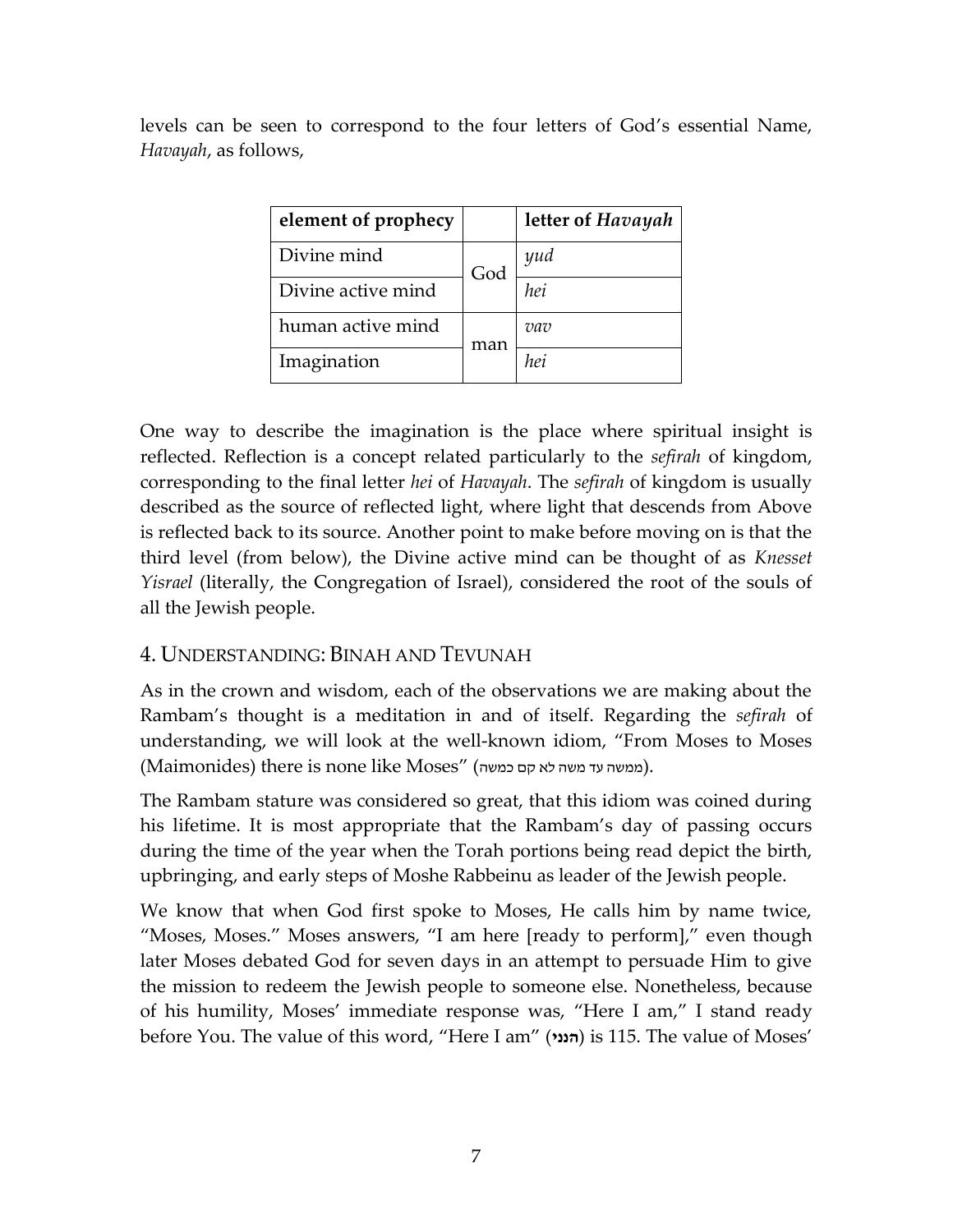levels can be seen to correspond to the four letters of God's essential Name, *Havayah*, as follows,

| element of prophecy | | letter of *Havayah* |
|---|---|---|
| Divine mind | God | *yud* |
| Divine active mind | | *hei* |
| human active mind | man | *vav* |
| Imagination | | *hei* |

One way to describe the imagination is the place where spiritual insight is reflected. Reflection is a concept related particularly to the *sefirah* of kingdom, corresponding to the final letter *hei* of *Havayah*. The *sefirah* of kingdom is usually described as the source of reflected light, where light that descends from Above is reflected back to its source. Another point to make before moving on is that the third level (from below), the Divine active mind can be thought of as *Knesset Yisrael* (literally, the Congregation of Israel), considered the root of the souls of all the Jewish people.

## 4. Understanding: Binah and Tevunah

As in the crown and wisdom, each of the observations we are making about the Rambam's thought is a meditation in and of itself. Regarding the *sefirah* of understanding, we will look at the well-known idiom, "From Moses to Moses (Maimonides) there is none like Moses" (ממשה עד משה לא קם כמשה).

The Rambam stature was considered so great, that this idiom was coined during his lifetime. It is most appropriate that the Rambam's day of passing occurs during the time of the year when the Torah portions being read depict the birth, upbringing, and early steps of Moshe Rabbeinu as leader of the Jewish people.

We know that when God first spoke to Moses, He calls him by name twice, "Moses, Moses." Moses answers, "I am here [ready to perform]," even though later Moses debated God for seven days in an attempt to persuade Him to give the mission to redeem the Jewish people to someone else. Nonetheless, because of his humility, Moses' immediate response was, "Here I am," I stand ready before You. The value of this word, "Here I am" (**הנני**) is 115. The value of Moses'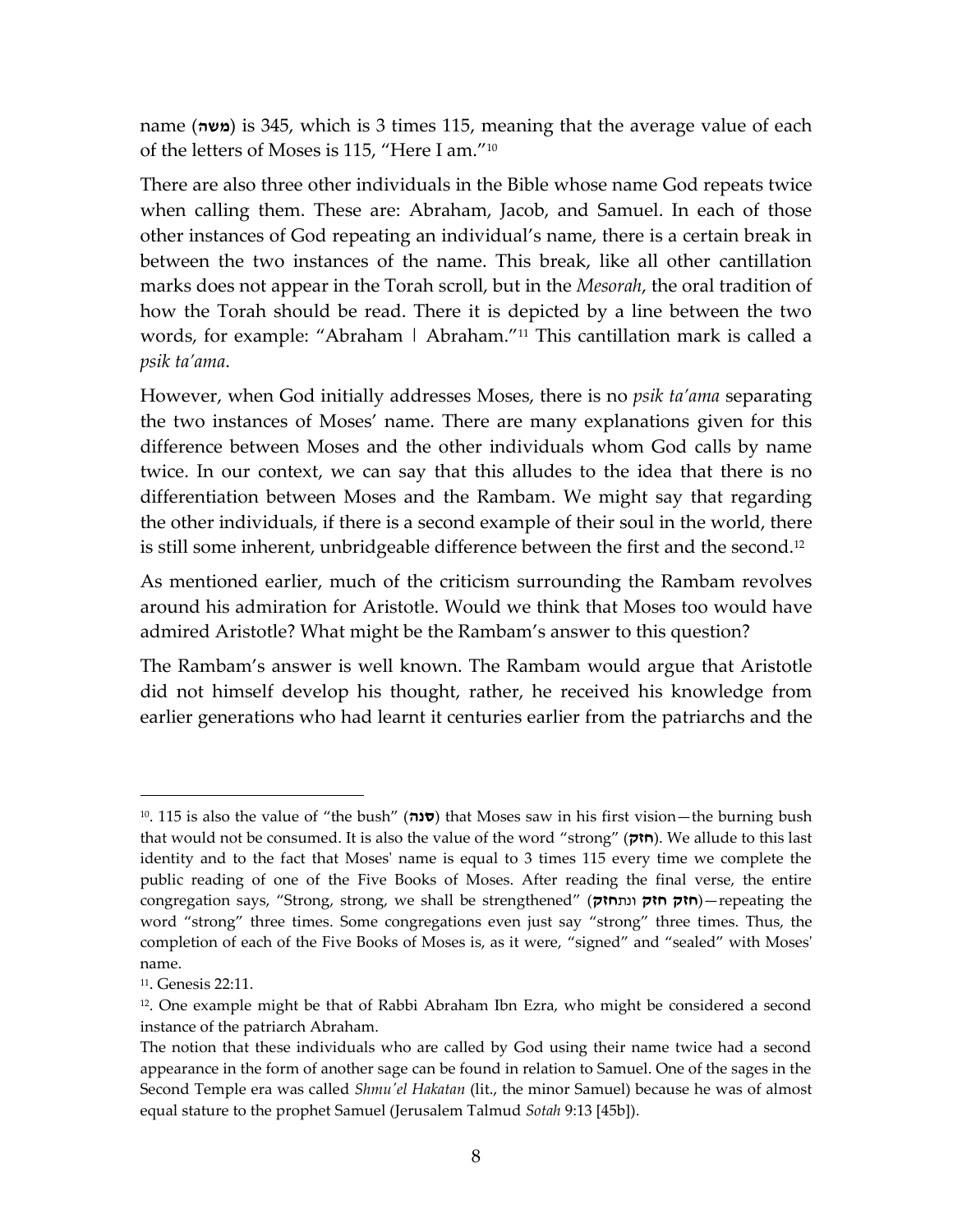name (**משה**) is 345, which is 3 times 115, meaning that the average value of each of the letters of Moses is 115, "Here I am."[10]

There are also three other individuals in the Bible whose name God repeats twice when calling them. These are: Abraham, Jacob, and Samuel. In each of those other instances of God repeating an individual's name, there is a certain break in between the two instances of the name. This break, like all other cantillation marks does not appear in the Torah scroll, but in the *Mesorah*, the oral tradition of how the Torah should be read. There it is depicted by a line between the two words, for example: "Abraham | Abraham."[11] This cantillation mark is called a *psik ta'ama*.

However, when God initially addresses Moses, there is no *psik ta'ama* separating the two instances of Moses' name. There are many explanations given for this difference between Moses and the other individuals whom God calls by name twice. In our context, we can say that this alludes to the idea that there is no differentiation between Moses and the Rambam. We might say that regarding the other individuals, if there is a second example of their soul in the world, there is still some inherent, unbridgeable difference between the first and the second.[12]

As mentioned earlier, much of the criticism surrounding the Rambam revolves around his admiration for Aristotle. Would we think that Moses too would have admired Aristotle? What might be the Rambam's answer to this question?

The Rambam's answer is well known. The Rambam would argue that Aristotle did not himself develop his thought, rather, he received his knowledge from earlier generations who had learnt it centuries earlier from the patriarchs and the

---

[10]. 115 is also the value of "the bush" (**סנה**) that Moses saw in his first vision—the burning bush that would not be consumed. It is also the value of the word "strong" (**חזק**). We allude to this last identity and to the fact that Moses' name is equal to 3 times 115 every time we complete the public reading of one of the Five Books of Moses. After reading the final verse, the entire congregation says, "Strong, strong, we shall be strengthened" (**חזק חזק ונתחזק**)—repeating the word "strong" three times. Some congregations even just say "strong" three times. Thus, the completion of each of the Five Books of Moses is, as it were, "signed" and "sealed" with Moses' name.

[11]. Genesis 22:11.

[12]. One example might be that of Rabbi Abraham Ibn Ezra, who might be considered a second instance of the patriarch Abraham.

The notion that these individuals who are called by God using their name twice had a second appearance in the form of another sage can be found in relation to Samuel. One of the sages in the Second Temple era was called *Shmu'el Hakatan* (lit., the minor Samuel) because he was of almost equal stature to the prophet Samuel (Jerusalem Talmud *Sotah* 9:13 [45b]).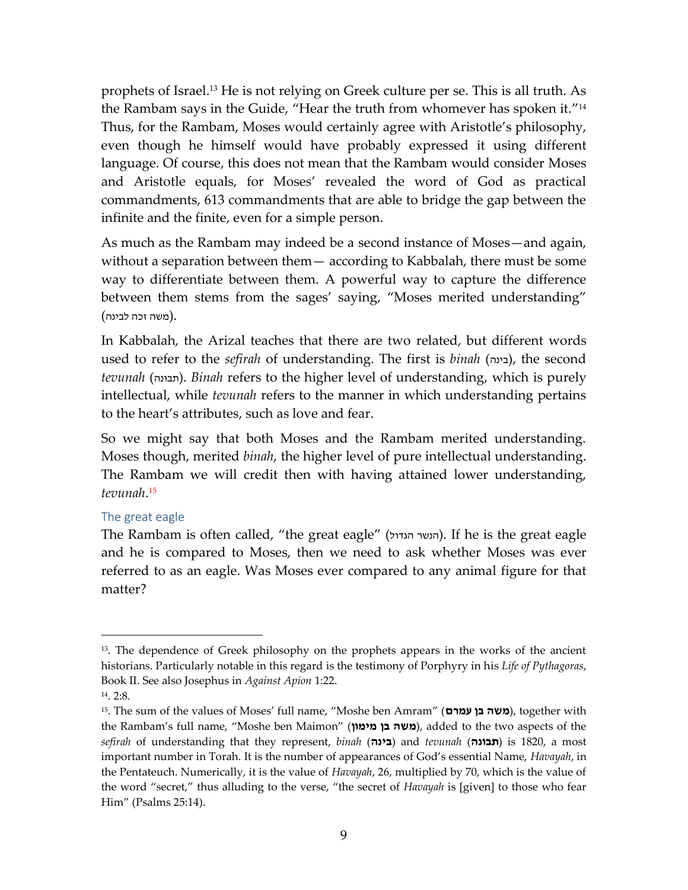prophets of Israel.[13] He is not relying on Greek culture per se. This is all truth. As the Rambam says in the Guide, "Hear the truth from whomever has spoken it."[14] Thus, for the Rambam, Moses would certainly agree with Aristotle's philosophy, even though he himself would have probably expressed it using different language. Of course, this does not mean that the Rambam would consider Moses and Aristotle equals, for Moses' revealed the word of God as practical commandments, 613 commandments that are able to bridge the gap between the infinite and the finite, even for a simple person.

As much as the Rambam may indeed be a second instance of Moses—and again, without a separation between them— according to Kabbalah, there must be some way to differentiate between them. A powerful way to capture the difference between them stems from the sages' saying, "Moses merited understanding" (משה זכה לבינה).

In Kabbalah, the Arizal teaches that there are two related, but different words used to refer to the *sefirah* of understanding. The first is *binah* (בינה), the second *tevunah* (תבונה). *Binah* refers to the higher level of understanding, which is purely intellectual, while *tevunah* refers to the manner in which understanding pertains to the heart's attributes, such as love and fear.

So we might say that both Moses and the Rambam merited understanding. Moses though, merited *binah*, the higher level of pure intellectual understanding. The Rambam we will credit then with having attained lower understanding, *tevunah*.[15]

## The great eagle

The Rambam is often called, "the great eagle" (הנשר הגדול). If he is the great eagle and he is compared to Moses, then we need to ask whether Moses was ever referred to as an eagle. Was Moses ever compared to any animal figure for that matter?

---

[13]. The dependence of Greek philosophy on the prophets appears in the works of the ancient historians. Particularly notable in this regard is the testimony of Porphyry in his *Life of Pythagoras*, Book II. See also Josephus in *Against Apion* 1:22.

[14]. 2:8.

[15]. The sum of the values of Moses' full name, "Moshe ben Amram" (**משה בן עמרם**), together with the Rambam's full name, "Moshe ben Maimon" (**משה בן מימון**), added to the two aspects of the *sefirah* of understanding that they represent, *binah* (**בינה**) and *tevunah* (**תבונה**) is 1820, a most important number in Torah. It is the number of appearances of God's essential Name, *Havayah*, in the Pentateuch. Numerically, it is the value of *Havayah*, 26, multiplied by 70, which is the value of the word "secret," thus alluding to the verse, "the secret of *Havayah* is [given] to those who fear Him" (Psalms 25:14).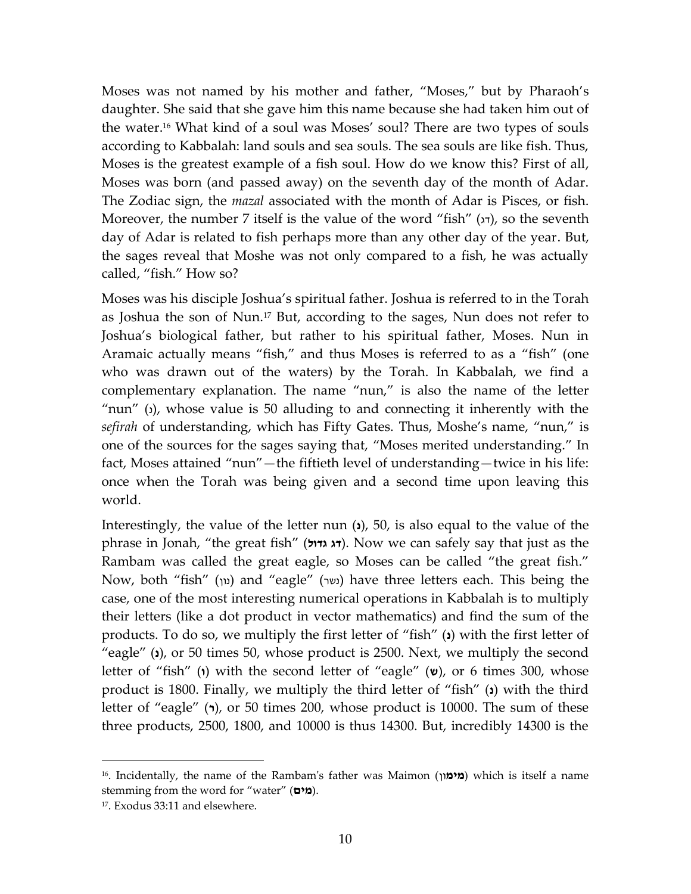Moses was not named by his mother and father, "Moses," but by Pharaoh's daughter. She said that she gave him this name because she had taken him out of the water.[16] What kind of a soul was Moses' soul? There are two types of souls according to Kabbalah: land souls and sea souls. The sea souls are like fish. Thus, Moses is the greatest example of a fish soul. How do we know this? First of all, Moses was born (and passed away) on the seventh day of the month of Adar. The Zodiac sign, the *mazal* associated with the month of Adar is Pisces, or fish. Moreover, the number 7 itself is the value of the word "fish" (דג), so the seventh day of Adar is related to fish perhaps more than any other day of the year. But, the sages reveal that Moshe was not only compared to a fish, he was actually called, "fish." How so?

Moses was his disciple Joshua's spiritual father. Joshua is referred to in the Torah as Joshua the son of Nun.[17] But, according to the sages, Nun does not refer to Joshua's biological father, but rather to his spiritual father, Moses. Nun in Aramaic actually means "fish," and thus Moses is referred to as a "fish" (one who was drawn out of the waters) by the Torah. In Kabbalah, we find a complementary explanation. The name "nun," is also the name of the letter "nun" (נ), whose value is 50 alluding to and connecting it inherently with the *sefirah* of understanding, which has Fifty Gates. Thus, Moshe's name, "nun," is one of the sources for the sages saying that, "Moses merited understanding." In fact, Moses attained "nun"—the fiftieth level of understanding—twice in his life: once when the Torah was being given and a second time upon leaving this world.

Interestingly, the value of the letter nun (**נ**), 50, is also equal to the value of the phrase in Jonah, "the great fish" (**דג גדול**). Now we can safely say that just as the Rambam was called the great eagle, so Moses can be called "the great fish." Now, both "fish" (נון) and "eagle" (נשר) have three letters each. This being the case, one of the most interesting numerical operations in Kabbalah is to multiply their letters (like a dot product in vector mathematics) and find the sum of the products. To do so, we multiply the first letter of "fish" (**נ**) with the first letter of "eagle" (**נ**), or 50 times 50, whose product is 2500. Next, we multiply the second letter of "fish" (**ו**) with the second letter of "eagle" (**ש**), or 6 times 300, whose product is 1800. Finally, we multiply the third letter of "fish" (**נ**) with the third letter of "eagle" (**ר**), or 50 times 200, whose product is 10000. The sum of these three products, 2500, 1800, and 10000 is thus 14300. But, incredibly 14300 is the

---

[16]. Incidentally, the name of the Rambam's father was Maimon (**מימון**) which is itself a name stemming from the word for "water" (**מים**).

[17]. Exodus 33:11 and elsewhere.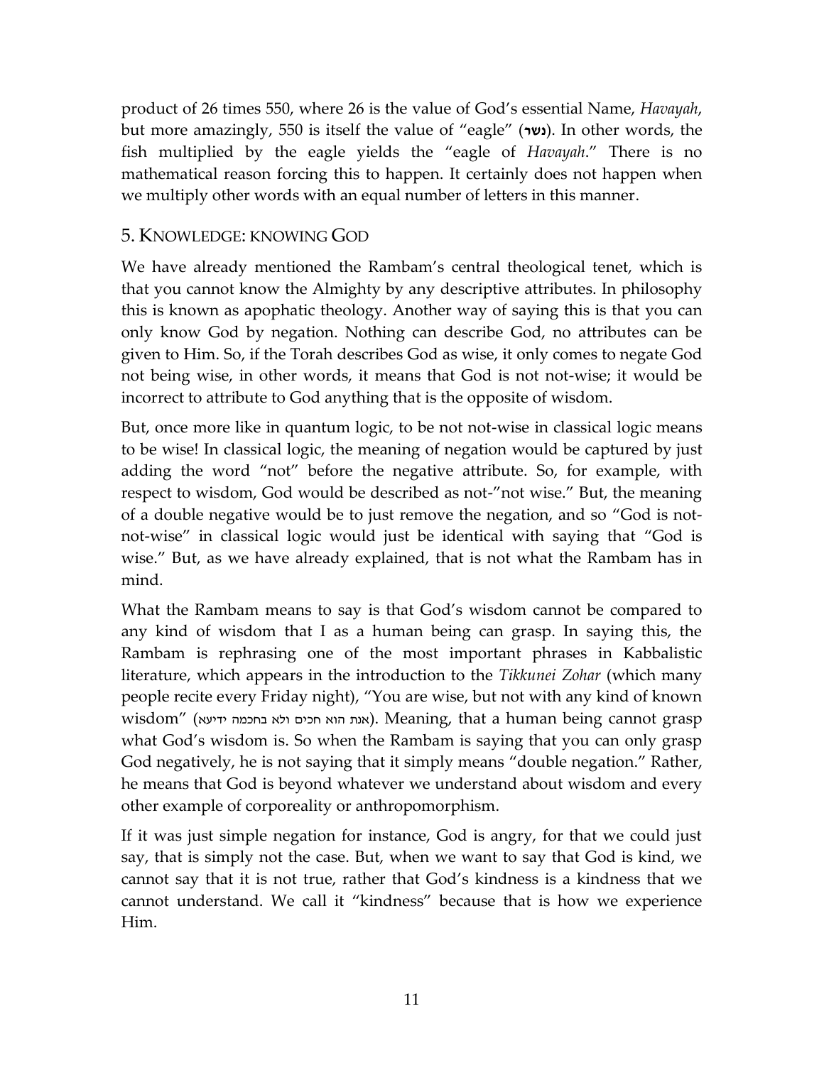product of 26 times 550, where 26 is the value of God's essential Name, *Havayah*, but more amazingly, 550 is itself the value of "eagle" (**נשר**). In other words, the fish multiplied by the eagle yields the "eagle of *Havayah*." There is no mathematical reason forcing this to happen. It certainly does not happen when we multiply other words with an equal number of letters in this manner.

## 5. Knowledge: knowing God

We have already mentioned the Rambam's central theological tenet, which is that you cannot know the Almighty by any descriptive attributes. In philosophy this is known as apophatic theology. Another way of saying this is that you can only know God by negation. Nothing can describe God, no attributes can be given to Him. So, if the Torah describes God as wise, it only comes to negate God not being wise, in other words, it means that God is not not-wise; it would be incorrect to attribute to God anything that is the opposite of wisdom.

But, once more like in quantum logic, to be not not-wise in classical logic means to be wise! In classical logic, the meaning of negation would be captured by just adding the word "not" before the negative attribute. So, for example, with respect to wisdom, God would be described as not-"not wise." But, the meaning of a double negative would be to just remove the negation, and so "God is not-not-wise" in classical logic would just be identical with saying that "God is wise." But, as we have already explained, that is not what the Rambam has in mind.

What the Rambam means to say is that God's wisdom cannot be compared to any kind of wisdom that I as a human being can grasp. In saying this, the Rambam is rephrasing one of the most important phrases in Kabbalistic literature, which appears in the introduction to the *Tikkunei Zohar* (which many people recite every Friday night), "You are wise, but not with any kind of known wisdom" (אנת הוא חכים ולא בחכמה ידיעא). Meaning, that a human being cannot grasp what God's wisdom is. So when the Rambam is saying that you can only grasp God negatively, he is not saying that it simply means "double negation." Rather, he means that God is beyond whatever we understand about wisdom and every other example of corporeality or anthropomorphism.

If it was just simple negation for instance, God is angry, for that we could just say, that is simply not the case. But, when we want to say that God is kind, we cannot say that it is not true, rather that God's kindness is a kindness that we cannot understand. We call it "kindness" because that is how we experience Him.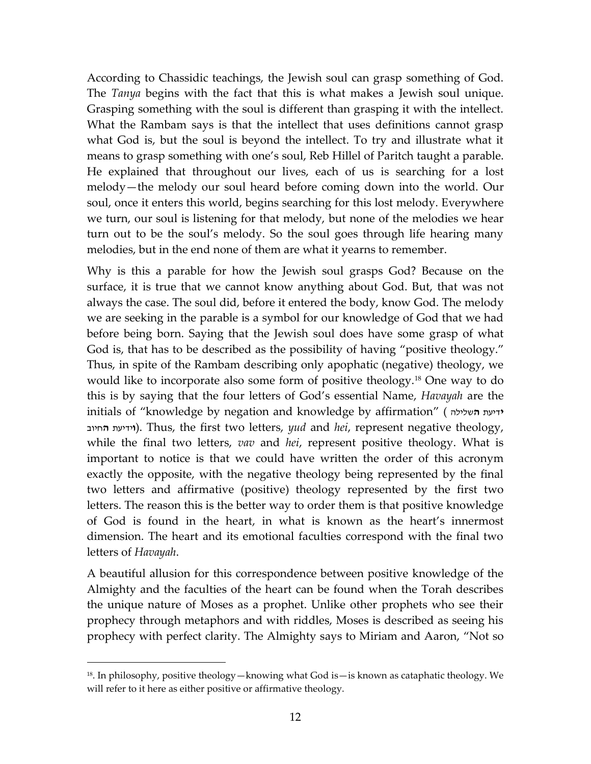According to Chassidic teachings, the Jewish soul can grasp something of God. The *Tanya* begins with the fact that this is what makes a Jewish soul unique. Grasping something with the soul is different than grasping it with the intellect. What the Rambam says is that the intellect that uses definitions cannot grasp what God is, but the soul is beyond the intellect. To try and illustrate what it means to grasp something with one's soul, Reb Hillel of Paritch taught a parable. He explained that throughout our lives, each of us is searching for a lost melody—the melody our soul heard before coming down into the world. Our soul, once it enters this world, begins searching for this lost melody. Everywhere we turn, our soul is listening for that melody, but none of the melodies we hear turn out to be the soul's melody. So the soul goes through life hearing many melodies, but in the end none of them are what it yearns to remember.

Why is this a parable for how the Jewish soul grasps God? Because on the surface, it is true that we cannot know anything about God. But, that was not always the case. The soul did, before it entered the body, know God. The melody we are seeking in the parable is a symbol for our knowledge of God that we had before being born. Saying that the Jewish soul does have some grasp of what God is, that has to be described as the possibility of having "positive theology." Thus, in spite of the Rambam describing only apophatic (negative) theology, we would like to incorporate also some form of positive theology.[18] One way to do this is by saying that the four letters of God's essential Name, *Havayah* are the initials of "knowledge by negation and knowledge by affirmation" (**י**דיעת **ה**שלילה **ו**ידיעת **ה**חיוב). Thus, the first two letters, *yud* and *hei*, represent negative theology, while the final two letters, *vav* and *hei*, represent positive theology. What is important to notice is that we could have written the order of this acronym exactly the opposite, with the negative theology being represented by the final two letters and affirmative (positive) theology represented by the first two letters. The reason this is the better way to order them is that positive knowledge of God is found in the heart, in what is known as the heart's innermost dimension. The heart and its emotional faculties correspond with the final two letters of *Havayah*.

A beautiful allusion for this correspondence between positive knowledge of the Almighty and the faculties of the heart can be found when the Torah describes the unique nature of Moses as a prophet. Unlike other prophets who see their prophecy through metaphors and with riddles, Moses is described as seeing his prophecy with perfect clarity. The Almighty says to Miriam and Aaron, "Not so

---

[18]. In philosophy, positive theology—knowing what God is—is known as cataphatic theology. We will refer to it here as either positive or affirmative theology.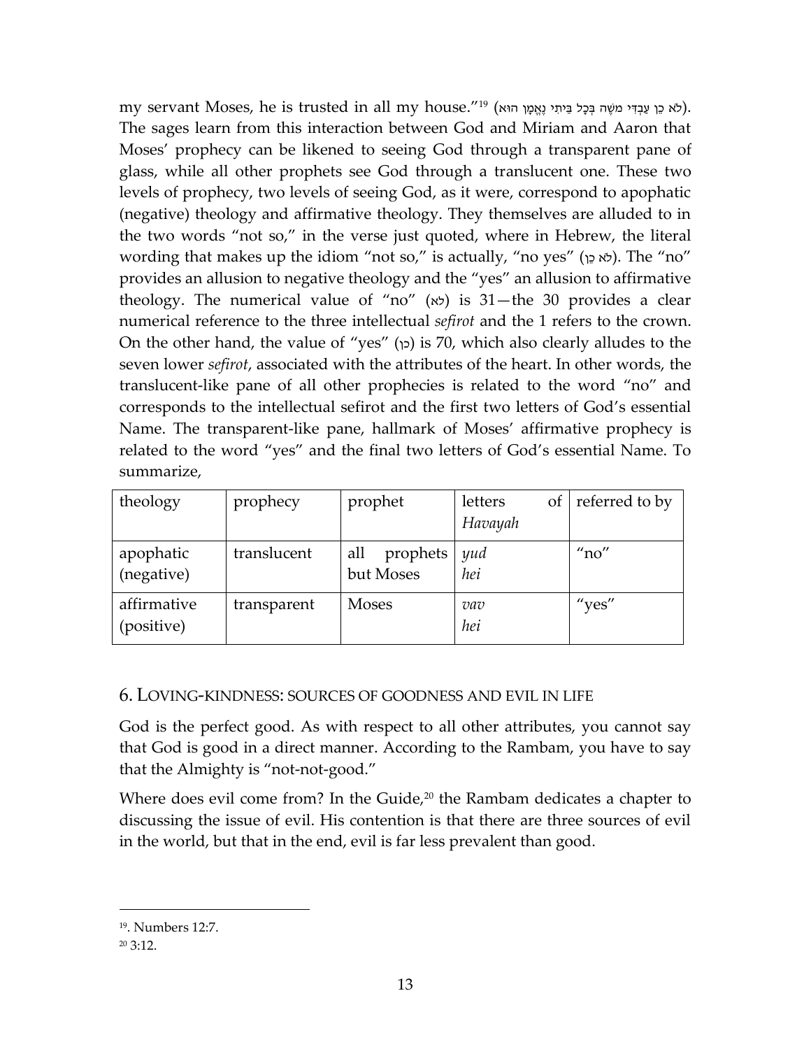my servant Moses, he is trusted in all my house."[19] (לֹא כֵן עַבְדִּי מֹשֶׁה בְּכָל בֵּיתִי נֶאֱמָן הוּא). The sages learn from this interaction between God and Miriam and Aaron that Moses' prophecy can be likened to seeing God through a transparent pane of glass, while all other prophets see God through a translucent one. These two levels of prophecy, two levels of seeing God, as it were, correspond to apophatic (negative) theology and affirmative theology. They themselves are alluded to in the two words "not so," in the verse just quoted, where in Hebrew, the literal wording that makes up the idiom "not so," is actually, "no yes" (לֹא כֵן). The "no" provides an allusion to negative theology and the "yes" an allusion to affirmative theology. The numerical value of "no" (לא) is 31—the 30 provides a clear numerical reference to the three intellectual *sefirot* and the 1 refers to the crown. On the other hand, the value of "yes" (כן) is 70, which also clearly alludes to the seven lower *sefirot*, associated with the attributes of the heart. In other words, the translucent-like pane of all other prophecies is related to the word "no" and corresponds to the intellectual sefirot and the first two letters of God's essential Name. The transparent-like pane, hallmark of Moses' affirmative prophecy is related to the word "yes" and the final two letters of God's essential Name. To summarize,

| theology | prophecy | prophet | letters of *Havayah* | referred to by |
|---|---|---|---|---|
| apophatic (negative) | translucent | all prophets but Moses | *yud* *hei* | "no" |
| affirmative (positive) | transparent | Moses | *vav* *hei* | "yes" |

## 6. Loving-kindness: sources of goodness and evil in life

God is the perfect good. As with respect to all other attributes, you cannot say that God is good in a direct manner. According to the Rambam, you have to say that the Almighty is "not-not-good."

Where does evil come from? In the Guide,[20] the Rambam dedicates a chapter to discussing the issue of evil. His contention is that there are three sources of evil in the world, but that in the end, evil is far less prevalent than good.

---

[19]. Numbers 12:7.

[20] 3:12.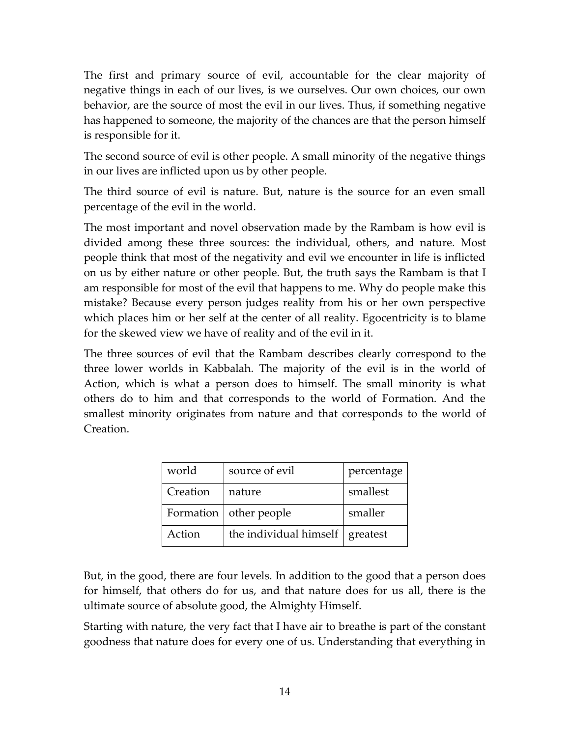The first and primary source of evil, accountable for the clear majority of negative things in each of our lives, is we ourselves. Our own choices, our own behavior, are the source of most the evil in our lives. Thus, if something negative has happened to someone, the majority of the chances are that the person himself is responsible for it.

The second source of evil is other people. A small minority of the negative things in our lives are inflicted upon us by other people.

The third source of evil is nature. But, nature is the source for an even small percentage of the evil in the world.

The most important and novel observation made by the Rambam is how evil is divided among these three sources: the individual, others, and nature. Most people think that most of the negativity and evil we encounter in life is inflicted on us by either nature or other people. But, the truth says the Rambam is that I am responsible for most of the evil that happens to me. Why do people make this mistake? Because every person judges reality from his or her own perspective which places him or her self at the center of all reality. Egocentricity is to blame for the skewed view we have of reality and of the evil in it.

The three sources of evil that the Rambam describes clearly correspond to the three lower worlds in Kabbalah. The majority of the evil is in the world of Action, which is what a person does to himself. The small minority is what others do to him and that corresponds to the world of Formation. And the smallest minority originates from nature and that corresponds to the world of Creation.

| world | source of evil | percentage |
|---|---|---|
| Creation | nature | smallest |
| Formation | other people | smaller |
| Action | the individual himself | greatest |

But, in the good, there are four levels. In addition to the good that a person does for himself, that others do for us, and that nature does for us all, there is the ultimate source of absolute good, the Almighty Himself.

Starting with nature, the very fact that I have air to breathe is part of the constant goodness that nature does for every one of us. Understanding that everything in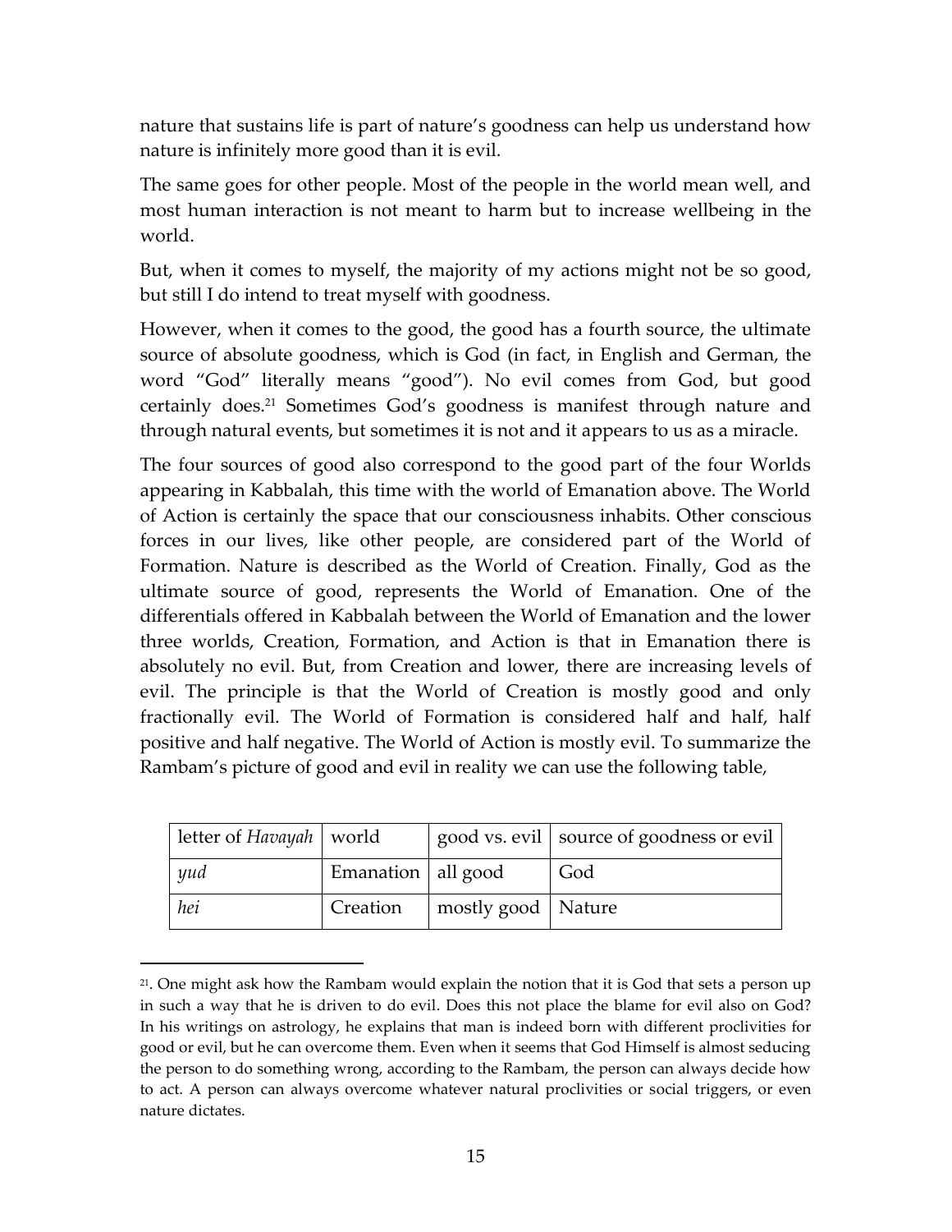nature that sustains life is part of nature's goodness can help us understand how nature is infinitely more good than it is evil.

The same goes for other people. Most of the people in the world mean well, and most human interaction is not meant to harm but to increase wellbeing in the world.

But, when it comes to myself, the majority of my actions might not be so good, but still I do intend to treat myself with goodness.

However, when it comes to the good, the good has a fourth source, the ultimate source of absolute goodness, which is God (in fact, in English and German, the word "God" literally means "good"). No evil comes from God, but good certainly does.[21] Sometimes God's goodness is manifest through nature and through natural events, but sometimes it is not and it appears to us as a miracle.

The four sources of good also correspond to the good part of the four Worlds appearing in Kabbalah, this time with the world of Emanation above. The World of Action is certainly the space that our consciousness inhabits. Other conscious forces in our lives, like other people, are considered part of the World of Formation. Nature is described as the World of Creation. Finally, God as the ultimate source of good, represents the World of Emanation. One of the differentials offered in Kabbalah between the World of Emanation and the lower three worlds, Creation, Formation, and Action is that in Emanation there is absolutely no evil. But, from Creation and lower, there are increasing levels of evil. The principle is that the World of Creation is mostly good and only fractionally evil. The World of Formation is considered half and half, half positive and half negative. The World of Action is mostly evil. To summarize the Rambam's picture of good and evil in reality we can use the following table,

| letter of *Havayah* | world | good vs. evil | source of goodness or evil |
|---|---|---|---|
| *yud* | Emanation | all good | God |
| *hei* | Creation | mostly good | Nature |

[21]. One might ask how the Rambam would explain the notion that it is God that sets a person up in such a way that he is driven to do evil. Does this not place the blame for evil also on God? In his writings on astrology, he explains that man is indeed born with different proclivities for good or evil, but he can overcome them. Even when it seems that God Himself is almost seducing the person to do something wrong, according to the Rambam, the person can always decide how to act. A person can always overcome whatever natural proclivities or social triggers, or even nature dictates.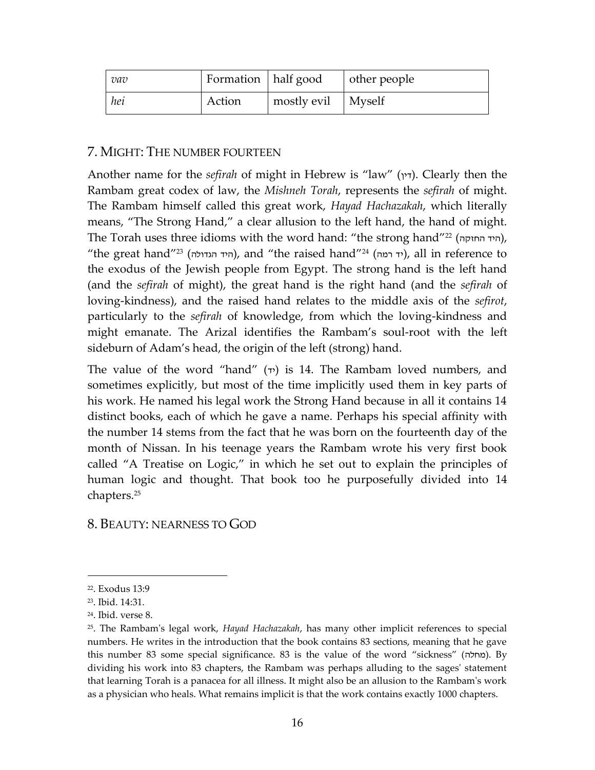| *vav* | Formation | half good | other people |
|---|---|---|---|
| *hei* | Action | mostly evil | Myself |

## 7. Might: The number fourteen

Another name for the *sefirah* of might in Hebrew is "law" (דין). Clearly then the Rambam great codex of law, the *Mishneh Torah*, represents the *sefirah* of might. The Rambam himself called this great work, *Hayad Hachazakah*, which literally means, "The Strong Hand," a clear allusion to the left hand, the hand of might. The Torah uses three idioms with the word hand: "the strong hand"[22] (היד החזקה), "the great hand"[23] (היד הגדולה), and "the raised hand"[24] (יד רמה), all in reference to the exodus of the Jewish people from Egypt. The strong hand is the left hand (and the *sefirah* of might), the great hand is the right hand (and the *sefirah* of loving-kindness), and the raised hand relates to the middle axis of the *sefirot*, particularly to the *sefirah* of knowledge, from which the loving-kindness and might emanate. The Arizal identifies the Rambam's soul-root with the left sideburn of Adam's head, the origin of the left (strong) hand.

The value of the word "hand" (יד) is 14. The Rambam loved numbers, and sometimes explicitly, but most of the time implicitly used them in key parts of his work. He named his legal work the Strong Hand because in all it contains 14 distinct books, each of which he gave a name. Perhaps his special affinity with the number 14 stems from the fact that he was born on the fourteenth day of the month of Nissan. In his teenage years the Rambam wrote his very first book called "A Treatise on Logic," in which he set out to explain the principles of human logic and thought. That book too he purposefully divided into 14 chapters.[25]

## 8. Beauty: nearness to God

---

22. Exodus 13:9

23. Ibid. 14:31.

24. Ibid. verse 8.

25. The Rambam's legal work, *Hayad Hachazakah*, has many other implicit references to special numbers. He writes in the introduction that the book contains 83 sections, meaning that he gave this number 83 some special significance. 83 is the value of the word "sickness" (מחלה). By dividing his work into 83 chapters, the Rambam was perhaps alluding to the sages' statement that learning Torah is a panacea for all illness. It might also be an allusion to the Rambam's work as a physician who heals. What remains implicit is that the work contains exactly 1000 chapters.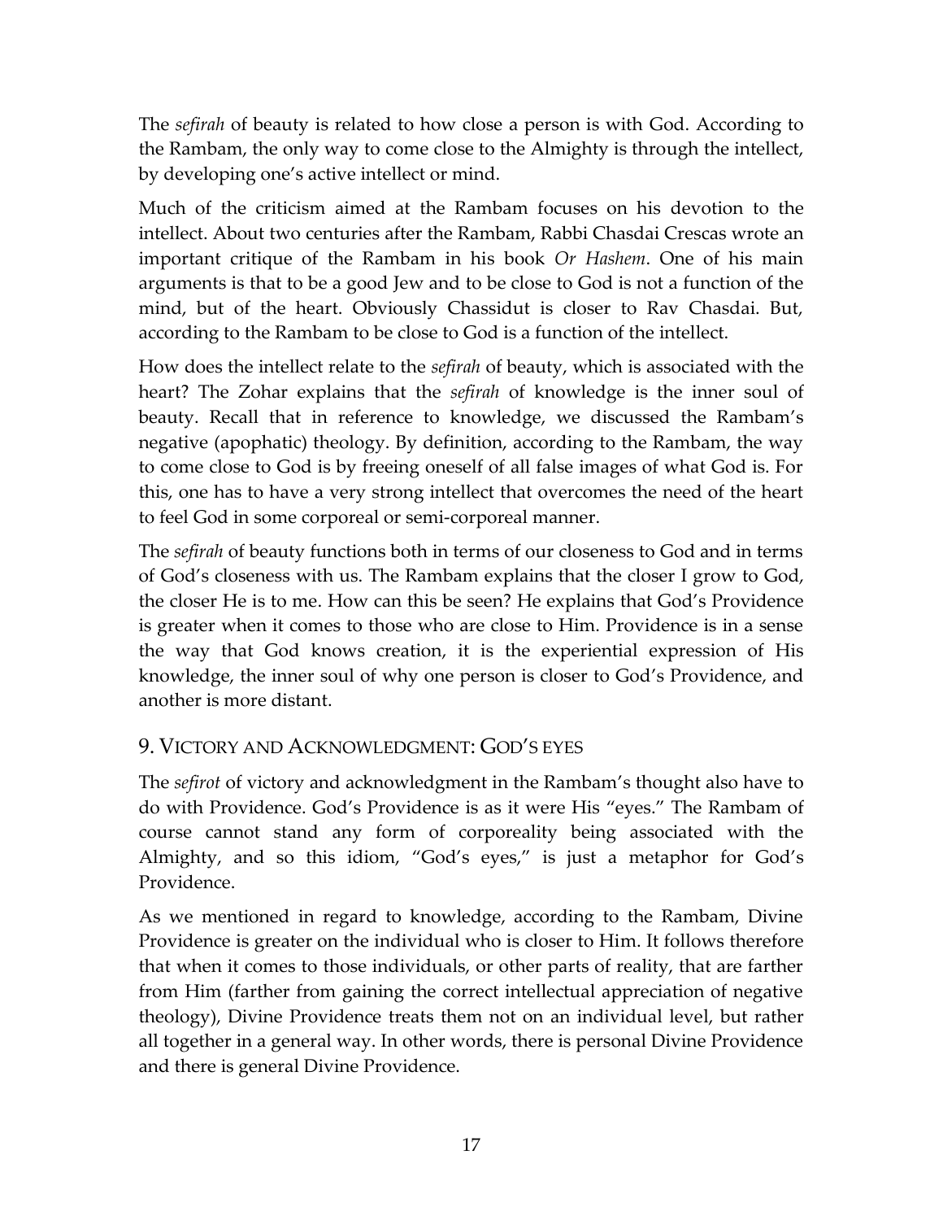The *sefirah* of beauty is related to how close a person is with God. According to the Rambam, the only way to come close to the Almighty is through the intellect, by developing one's active intellect or mind.

Much of the criticism aimed at the Rambam focuses on his devotion to the intellect. About two centuries after the Rambam, Rabbi Chasdai Crescas wrote an important critique of the Rambam in his book *Or Hashem*. One of his main arguments is that to be a good Jew and to be close to God is not a function of the mind, but of the heart. Obviously Chassidut is closer to Rav Chasdai. But, according to the Rambam to be close to God is a function of the intellect.

How does the intellect relate to the *sefirah* of beauty, which is associated with the heart? The Zohar explains that the *sefirah* of knowledge is the inner soul of beauty. Recall that in reference to knowledge, we discussed the Rambam's negative (apophatic) theology. By definition, according to the Rambam, the way to come close to God is by freeing oneself of all false images of what God is. For this, one has to have a very strong intellect that overcomes the need of the heart to feel God in some corporeal or semi-corporeal manner.

The *sefirah* of beauty functions both in terms of our closeness to God and in terms of God's closeness with us. The Rambam explains that the closer I grow to God, the closer He is to me. How can this be seen? He explains that God's Providence is greater when it comes to those who are close to Him. Providence is in a sense the way that God knows creation, it is the experiential expression of His knowledge, the inner soul of why one person is closer to God's Providence, and another is more distant.

## 9. Victory and Acknowledgment: God's eyes

The *sefirot* of victory and acknowledgment in the Rambam's thought also have to do with Providence. God's Providence is as it were His "eyes." The Rambam of course cannot stand any form of corporeality being associated with the Almighty, and so this idiom, "God's eyes," is just a metaphor for God's Providence.

As we mentioned in regard to knowledge, according to the Rambam, Divine Providence is greater on the individual who is closer to Him. It follows therefore that when it comes to those individuals, or other parts of reality, that are farther from Him (farther from gaining the correct intellectual appreciation of negative theology), Divine Providence treats them not on an individual level, but rather all together in a general way. In other words, there is personal Divine Providence and there is general Divine Providence.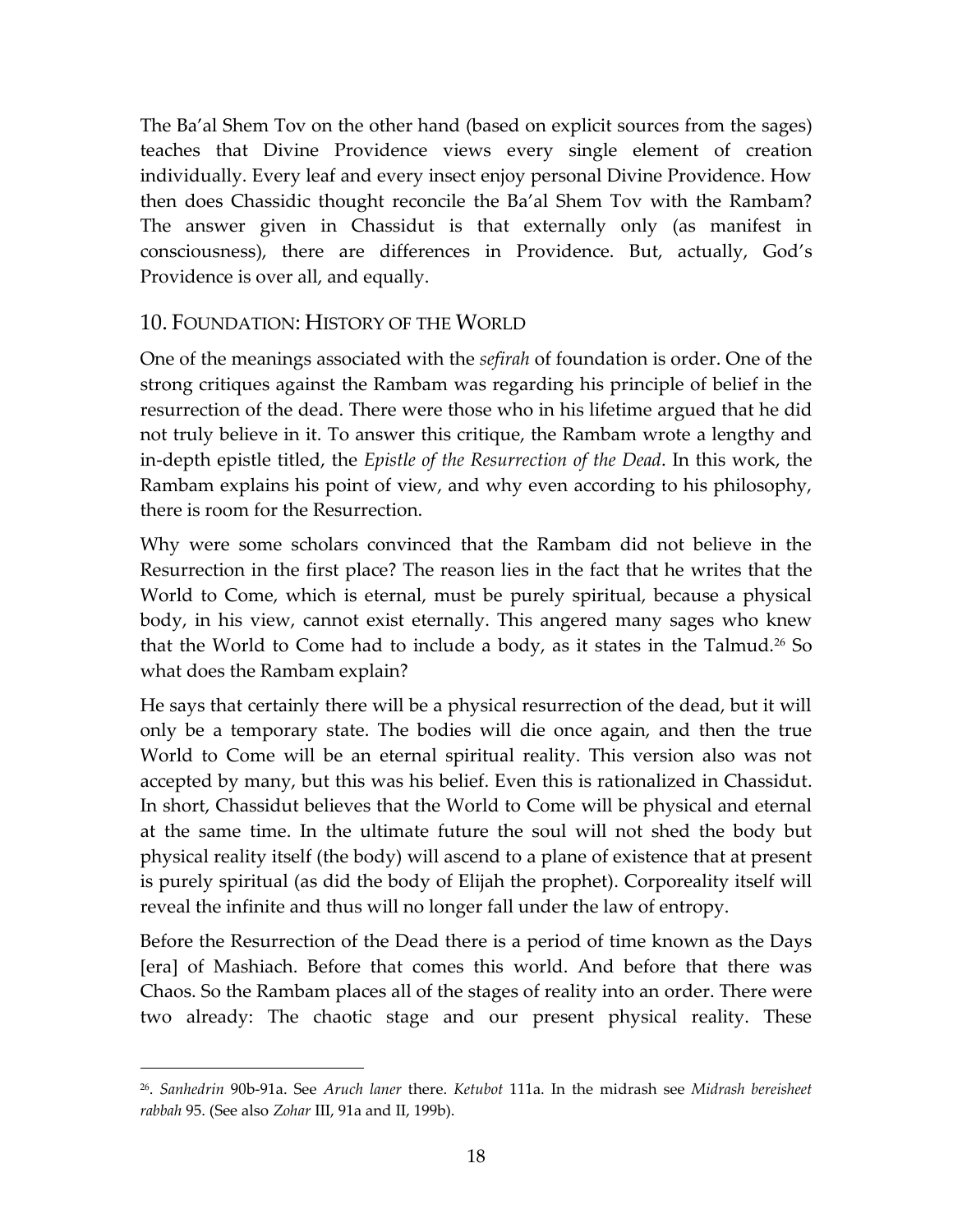The Ba'al Shem Tov on the other hand (based on explicit sources from the sages) teaches that Divine Providence views every single element of creation individually. Every leaf and every insect enjoy personal Divine Providence. How then does Chassidic thought reconcile the Ba'al Shem Tov with the Rambam? The answer given in Chassidut is that externally only (as manifest in consciousness), there are differences in Providence. But, actually, God's Providence is over all, and equally.

## 10. Foundation: History of the World

One of the meanings associated with the *sefirah* of foundation is order. One of the strong critiques against the Rambam was regarding his principle of belief in the resurrection of the dead. There were those who in his lifetime argued that he did not truly believe in it. To answer this critique, the Rambam wrote a lengthy and in-depth epistle titled, the *Epistle of the Resurrection of the Dead*. In this work, the Rambam explains his point of view, and why even according to his philosophy, there is room for the Resurrection.

Why were some scholars convinced that the Rambam did not believe in the Resurrection in the first place? The reason lies in the fact that he writes that the World to Come, which is eternal, must be purely spiritual, because a physical body, in his view, cannot exist eternally. This angered many sages who knew that the World to Come had to include a body, as it states in the Talmud.[26] So what does the Rambam explain?

He says that certainly there will be a physical resurrection of the dead, but it will only be a temporary state. The bodies will die once again, and then the true World to Come will be an eternal spiritual reality. This version also was not accepted by many, but this was his belief. Even this is rationalized in Chassidut. In short, Chassidut believes that the World to Come will be physical and eternal at the same time. In the ultimate future the soul will not shed the body but physical reality itself (the body) will ascend to a plane of existence that at present is purely spiritual (as did the body of Elijah the prophet). Corporeality itself will reveal the infinite and thus will no longer fall under the law of entropy.

Before the Resurrection of the Dead there is a period of time known as the Days [era] of Mashiach. Before that comes this world. And before that there was Chaos. So the Rambam places all of the stages of reality into an order. There were two already: The chaotic stage and our present physical reality. These

---

[26]. *Sanhedrin* 90b-91a. See *Aruch laner* there. *Ketubot* 111a. In the midrash see *Midrash bereisheet rabbah* 95. (See also *Zohar* III, 91a and II, 199b).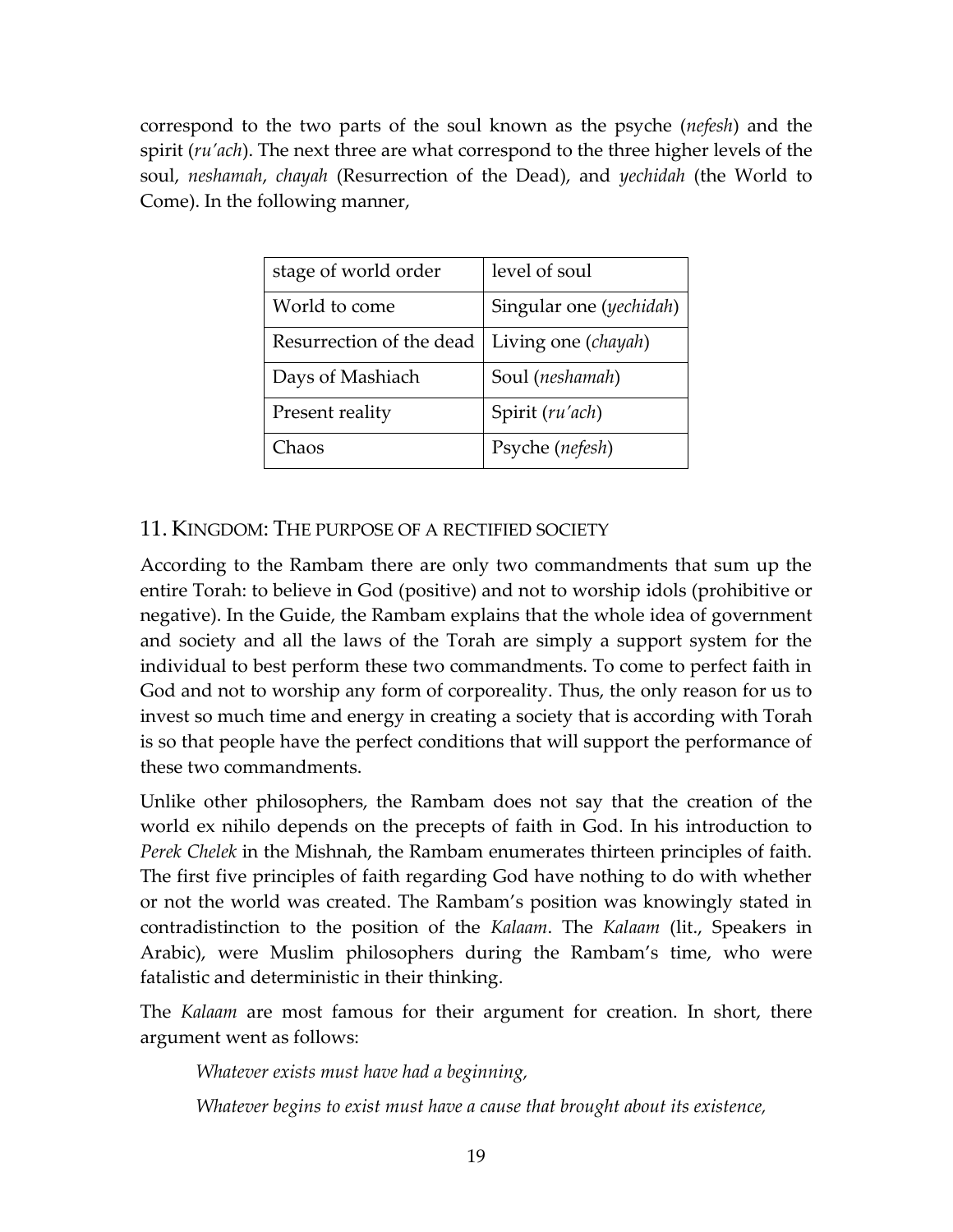correspond to the two parts of the soul known as the psyche (*nefesh*) and the spirit (*ru'ach*). The next three are what correspond to the three higher levels of the soul, *neshamah*, *chayah* (Resurrection of the Dead), and *yechidah* (the World to Come). In the following manner,

| stage of world order | level of soul |
|---|---|
| World to come | Singular one (*yechidah*) |
| Resurrection of the dead | Living one (*chayah*) |
| Days of Mashiach | Soul (*neshamah*) |
| Present reality | Spirit (*ru'ach*) |
| Chaos | Psyche (*nefesh*) |

## 11. Kingdom: The purpose of a rectified society

According to the Rambam there are only two commandments that sum up the entire Torah: to believe in God (positive) and not to worship idols (prohibitive or negative). In the Guide, the Rambam explains that the whole idea of government and society and all the laws of the Torah are simply a support system for the individual to best perform these two commandments. To come to perfect faith in God and not to worship any form of corporeality. Thus, the only reason for us to invest so much time and energy in creating a society that is according with Torah is so that people have the perfect conditions that will support the performance of these two commandments.

Unlike other philosophers, the Rambam does not say that the creation of the world ex nihilo depends on the precepts of faith in God. In his introduction to *Perek Chelek* in the Mishnah, the Rambam enumerates thirteen principles of faith. The first five principles of faith regarding God have nothing to do with whether or not the world was created. The Rambam's position was knowingly stated in contradistinction to the position of the *Kalaam*. The *Kalaam* (lit., Speakers in Arabic), were Muslim philosophers during the Rambam's time, who were fatalistic and deterministic in their thinking.

The *Kalaam* are most famous for their argument for creation. In short, there argument went as follows:

> *Whatever exists must have had a beginning,*
>
> *Whatever begins to exist must have a cause that brought about its existence,*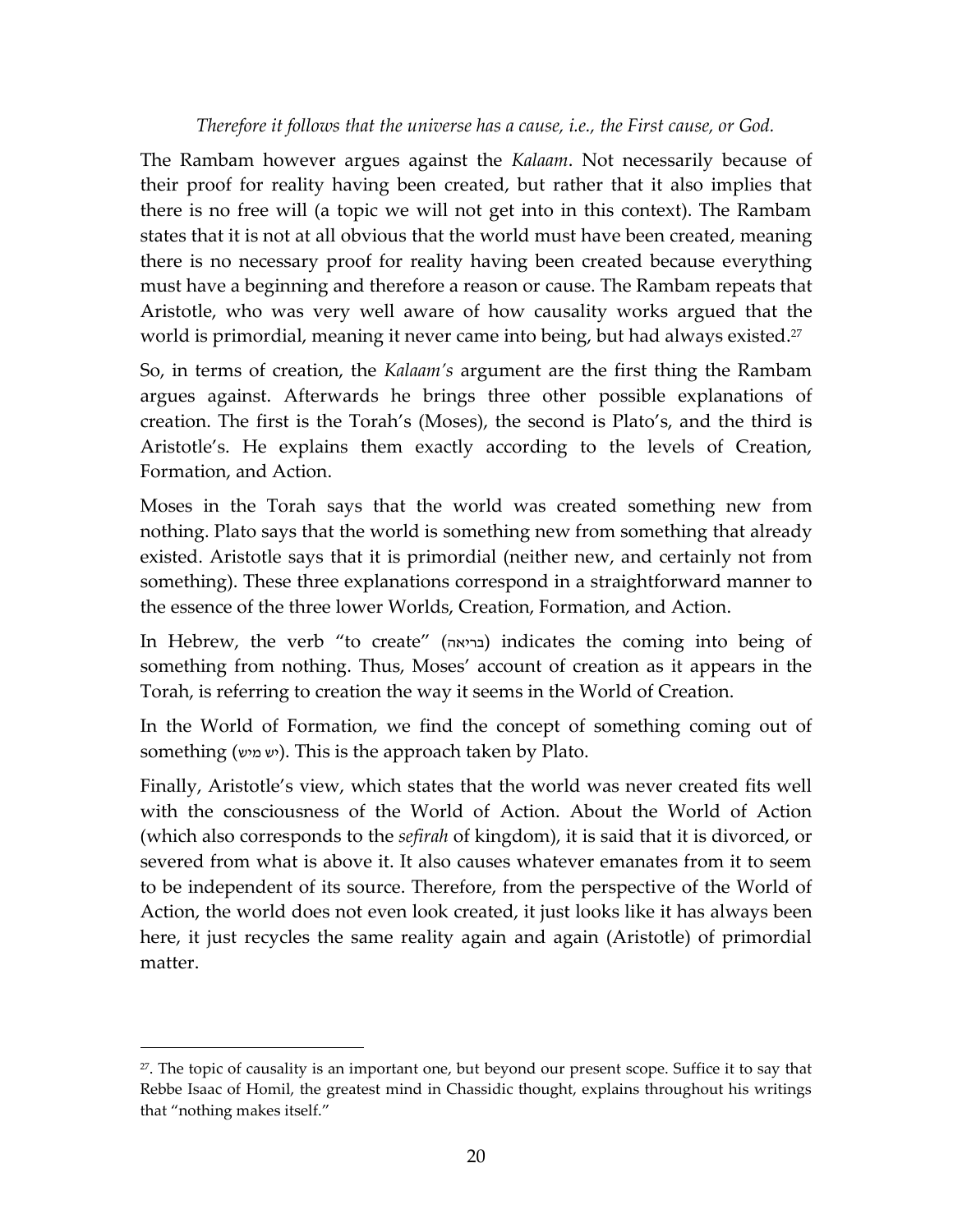*Therefore it follows that the universe has a cause, i.e., the First cause, or God.*

The Rambam however argues against the *Kalaam*. Not necessarily because of their proof for reality having been created, but rather that it also implies that there is no free will (a topic we will not get into in this context). The Rambam states that it is not at all obvious that the world must have been created, meaning there is no necessary proof for reality having been created because everything must have a beginning and therefore a reason or cause. The Rambam repeats that Aristotle, who was very well aware of how causality works argued that the world is primordial, meaning it never came into being, but had always existed.[27]

So, in terms of creation, the *Kalaam's* argument are the first thing the Rambam argues against. Afterwards he brings three other possible explanations of creation. The first is the Torah's (Moses), the second is Plato's, and the third is Aristotle's. He explains them exactly according to the levels of Creation, Formation, and Action.

Moses in the Torah says that the world was created something new from nothing. Plato says that the world is something new from something that already existed. Aristotle says that it is primordial (neither new, and certainly not from something). These three explanations correspond in a straightforward manner to the essence of the three lower Worlds, Creation, Formation, and Action.

In Hebrew, the verb "to create" (בריאה) indicates the coming into being of something from nothing. Thus, Moses' account of creation as it appears in the Torah, is referring to creation the way it seems in the World of Creation.

In the World of Formation, we find the concept of something coming out of something (יש מיש). This is the approach taken by Plato.

Finally, Aristotle's view, which states that the world was never created fits well with the consciousness of the World of Action. About the World of Action (which also corresponds to the *sefirah* of kingdom), it is said that it is divorced, or severed from what is above it. It also causes whatever emanates from it to seem to be independent of its source. Therefore, from the perspective of the World of Action, the world does not even look created, it just looks like it has always been here, it just recycles the same reality again and again (Aristotle) of primordial matter.

---

[27]. The topic of causality is an important one, but beyond our present scope. Suffice it to say that Rebbe Isaac of Homil, the greatest mind in Chassidic thought, explains throughout his writings that "nothing makes itself."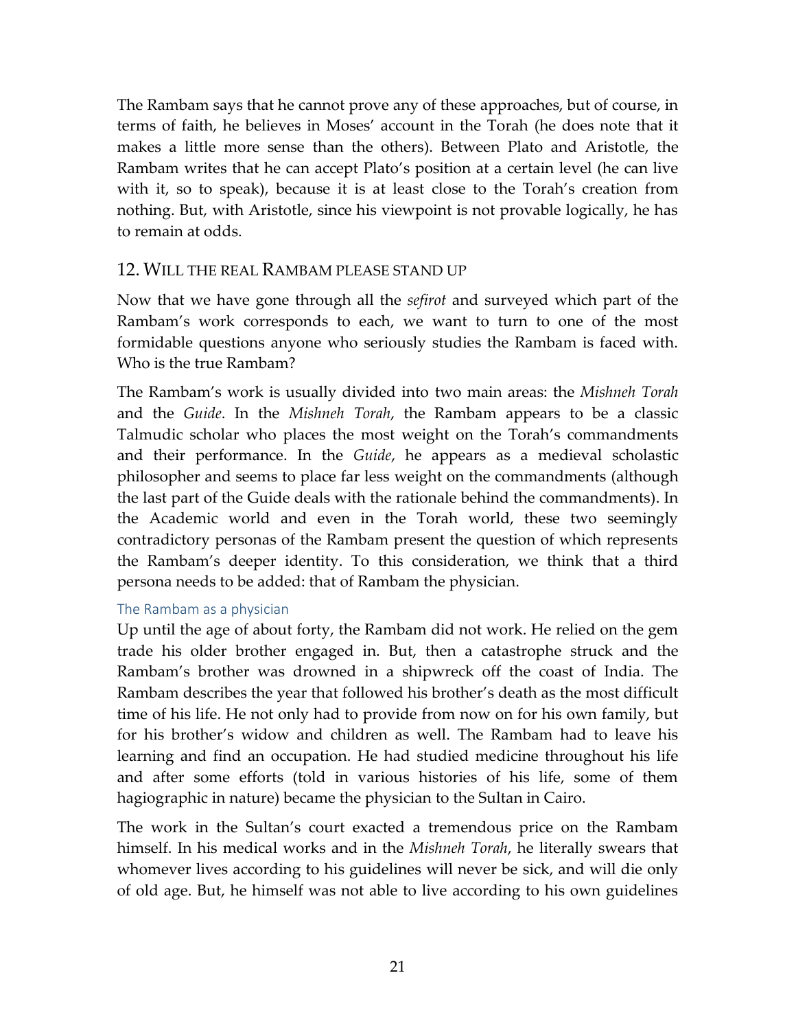The Rambam says that he cannot prove any of these approaches, but of course, in terms of faith, he believes in Moses' account in the Torah (he does note that it makes a little more sense than the others). Between Plato and Aristotle, the Rambam writes that he can accept Plato's position at a certain level (he can live with it, so to speak), because it is at least close to the Torah's creation from nothing. But, with Aristotle, since his viewpoint is not provable logically, he has to remain at odds.

## 12. Will the real Rambam please stand up

Now that we have gone through all the *sefirot* and surveyed which part of the Rambam's work corresponds to each, we want to turn to one of the most formidable questions anyone who seriously studies the Rambam is faced with. Who is the true Rambam?

The Rambam's work is usually divided into two main areas: the *Mishneh Torah* and the *Guide*. In the *Mishneh Torah*, the Rambam appears to be a classic Talmudic scholar who places the most weight on the Torah's commandments and their performance. In the *Guide*, he appears as a medieval scholastic philosopher and seems to place far less weight on the commandments (although the last part of the Guide deals with the rationale behind the commandments). In the Academic world and even in the Torah world, these two seemingly contradictory personas of the Rambam present the question of which represents the Rambam's deeper identity. To this consideration, we think that a third persona needs to be added: that of Rambam the physician.

### The Rambam as a physician

Up until the age of about forty, the Rambam did not work. He relied on the gem trade his older brother engaged in. But, then a catastrophe struck and the Rambam's brother was drowned in a shipwreck off the coast of India. The Rambam describes the year that followed his brother's death as the most difficult time of his life. He not only had to provide from now on for his own family, but for his brother's widow and children as well. The Rambam had to leave his learning and find an occupation. He had studied medicine throughout his life and after some efforts (told in various histories of his life, some of them hagiographic in nature) became the physician to the Sultan in Cairo.

The work in the Sultan's court exacted a tremendous price on the Rambam himself. In his medical works and in the *Mishneh Torah*, he literally swears that whomever lives according to his guidelines will never be sick, and will die only of old age. But, he himself was not able to live according to his own guidelines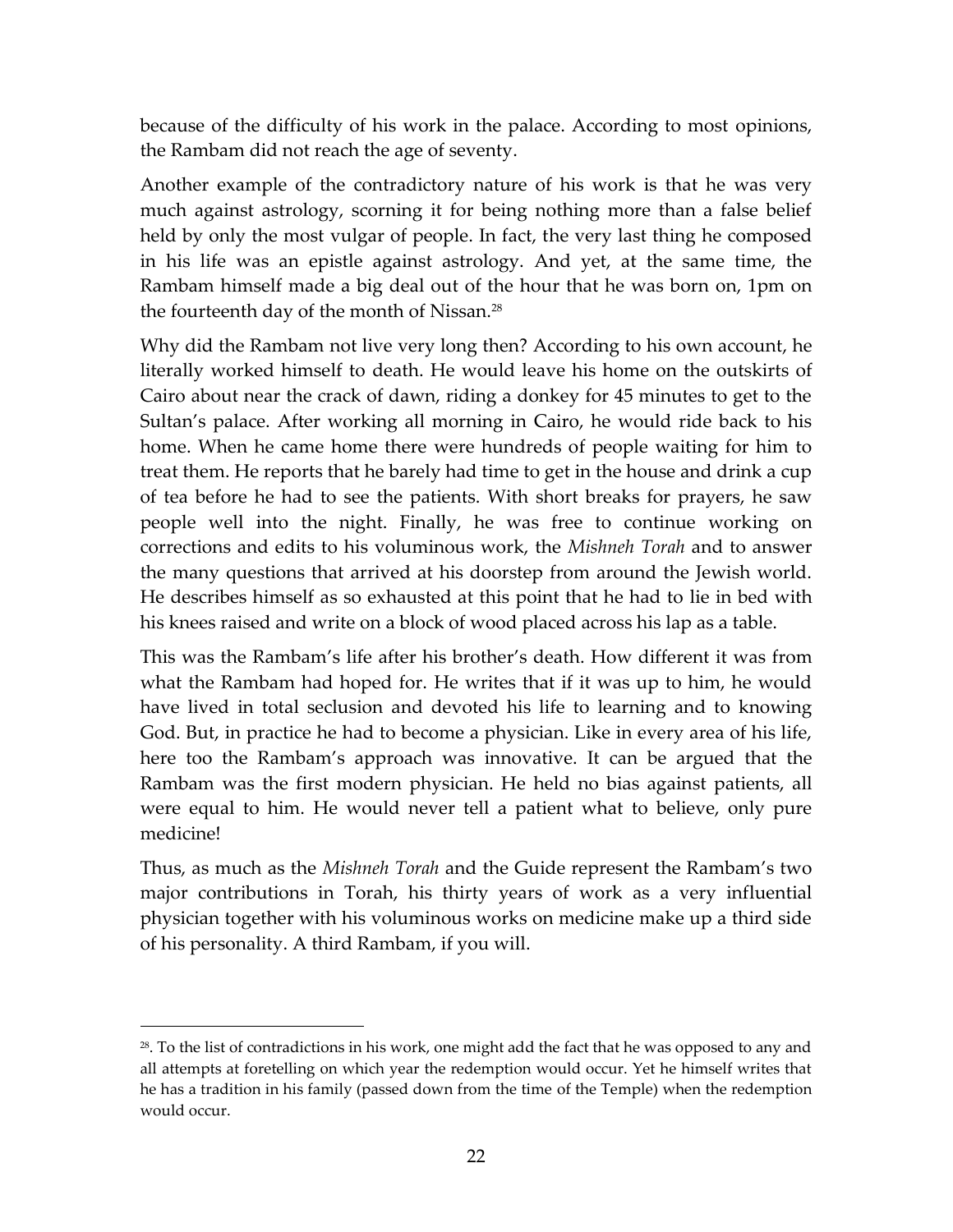because of the difficulty of his work in the palace. According to most opinions, the Rambam did not reach the age of seventy.

Another example of the contradictory nature of his work is that he was very much against astrology, scorning it for being nothing more than a false belief held by only the most vulgar of people. In fact, the very last thing he composed in his life was an epistle against astrology. And yet, at the same time, the Rambam himself made a big deal out of the hour that he was born on, 1pm on the fourteenth day of the month of Nissan.[28]

Why did the Rambam not live very long then? According to his own account, he literally worked himself to death. He would leave his home on the outskirts of Cairo about near the crack of dawn, riding a donkey for 45 minutes to get to the Sultan's palace. After working all morning in Cairo, he would ride back to his home. When he came home there were hundreds of people waiting for him to treat them. He reports that he barely had time to get in the house and drink a cup of tea before he had to see the patients. With short breaks for prayers, he saw people well into the night. Finally, he was free to continue working on corrections and edits to his voluminous work, the *Mishneh Torah* and to answer the many questions that arrived at his doorstep from around the Jewish world. He describes himself as so exhausted at this point that he had to lie in bed with his knees raised and write on a block of wood placed across his lap as a table.

This was the Rambam's life after his brother's death. How different it was from what the Rambam had hoped for. He writes that if it was up to him, he would have lived in total seclusion and devoted his life to learning and to knowing God. But, in practice he had to become a physician. Like in every area of his life, here too the Rambam's approach was innovative. It can be argued that the Rambam was the first modern physician. He held no bias against patients, all were equal to him. He would never tell a patient what to believe, only pure medicine!

Thus, as much as the *Mishneh Torah* and the Guide represent the Rambam's two major contributions in Torah, his thirty years of work as a very influential physician together with his voluminous works on medicine make up a third side of his personality. A third Rambam, if you will.

---

[28]. To the list of contradictions in his work, one might add the fact that he was opposed to any and all attempts at foretelling on which year the redemption would occur. Yet he himself writes that he has a tradition in his family (passed down from the time of the Temple) when the redemption would occur.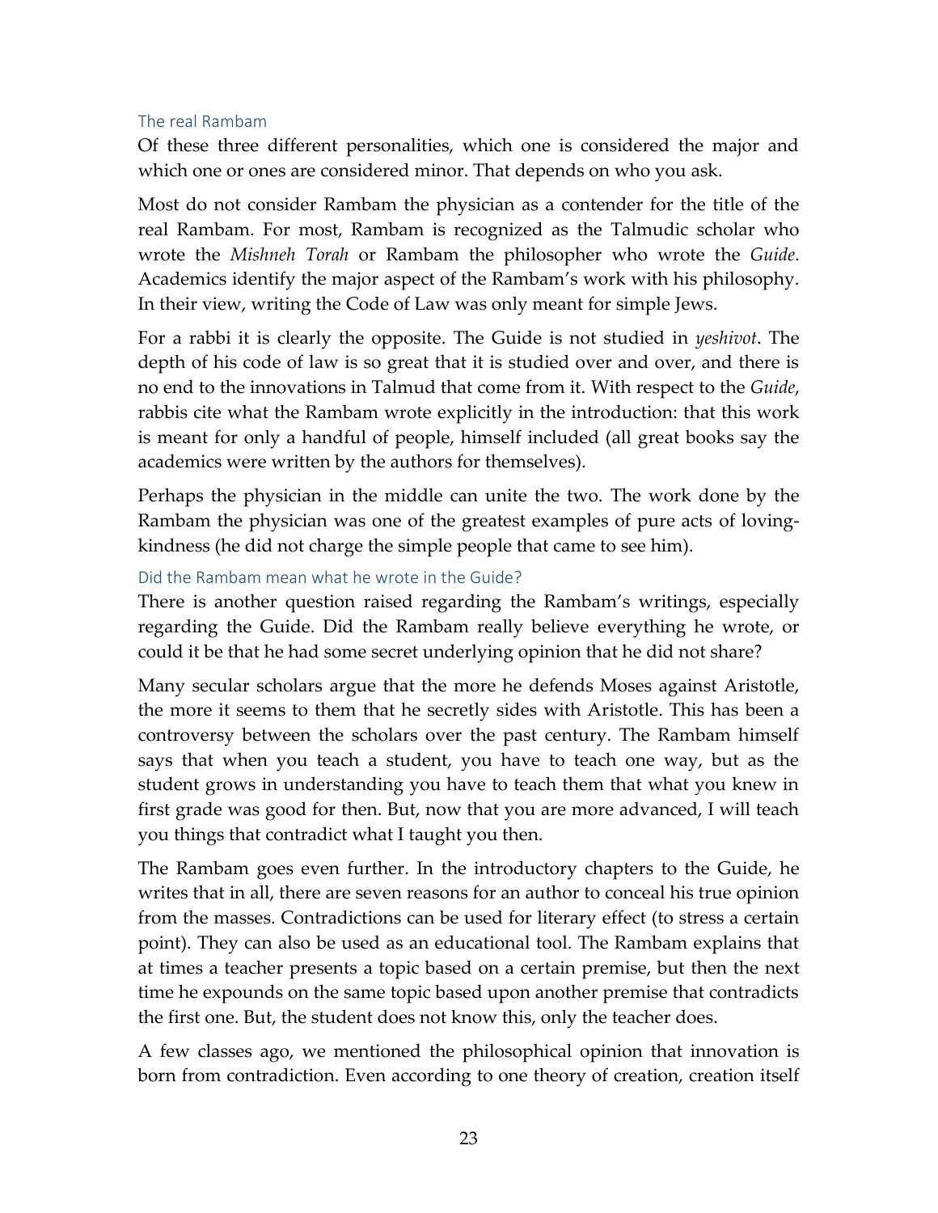### The real Rambam

Of these three different personalities, which one is considered the major and which one or ones are considered minor. That depends on who you ask.

Most do not consider Rambam the physician as a contender for the title of the real Rambam. For most, Rambam is recognized as the Talmudic scholar who wrote the *Mishneh Torah* or Rambam the philosopher who wrote the *Guide*. Academics identify the major aspect of the Rambam's work with his philosophy. In their view, writing the Code of Law was only meant for simple Jews.

For a rabbi it is clearly the opposite. The Guide is not studied in *yeshivot*. The depth of his code of law is so great that it is studied over and over, and there is no end to the innovations in Talmud that come from it. With respect to the *Guide*, rabbis cite what the Rambam wrote explicitly in the introduction: that this work is meant for only a handful of people, himself included (all great books say the academics were written by the authors for themselves).

Perhaps the physician in the middle can unite the two. The work done by the Rambam the physician was one of the greatest examples of pure acts of loving-kindness (he did not charge the simple people that came to see him).

### Did the Rambam mean what he wrote in the Guide?

There is another question raised regarding the Rambam's writings, especially regarding the Guide. Did the Rambam really believe everything he wrote, or could it be that he had some secret underlying opinion that he did not share?

Many secular scholars argue that the more he defends Moses against Aristotle, the more it seems to them that he secretly sides with Aristotle. This has been a controversy between the scholars over the past century. The Rambam himself says that when you teach a student, you have to teach one way, but as the student grows in understanding you have to teach them that what you knew in first grade was good for then. But, now that you are more advanced, I will teach you things that contradict what I taught you then.

The Rambam goes even further. In the introductory chapters to the Guide, he writes that in all, there are seven reasons for an author to conceal his true opinion from the masses. Contradictions can be used for literary effect (to stress a certain point). They can also be used as an educational tool. The Rambam explains that at times a teacher presents a topic based on a certain premise, but then the next time he expounds on the same topic based upon another premise that contradicts the first one. But, the student does not know this, only the teacher does.

A few classes ago, we mentioned the philosophical opinion that innovation is born from contradiction. Even according to one theory of creation, creation itself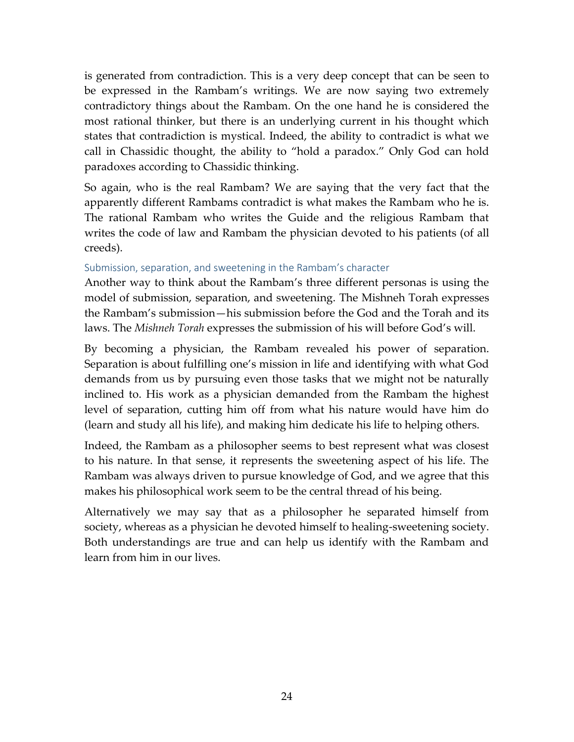is generated from contradiction. This is a very deep concept that can be seen to be expressed in the Rambam's writings. We are now saying two extremely contradictory things about the Rambam. On the one hand he is considered the most rational thinker, but there is an underlying current in his thought which states that contradiction is mystical. Indeed, the ability to contradict is what we call in Chassidic thought, the ability to "hold a paradox." Only God can hold paradoxes according to Chassidic thinking.

So again, who is the real Rambam? We are saying that the very fact that the apparently different Rambams contradict is what makes the Rambam who he is. The rational Rambam who writes the Guide and the religious Rambam that writes the code of law and Rambam the physician devoted to his patients (of all creeds).

### Submission, separation, and sweetening in the Rambam's character

Another way to think about the Rambam's three different personas is using the model of submission, separation, and sweetening. The Mishneh Torah expresses the Rambam's submission—his submission before the God and the Torah and its laws. The *Mishneh Torah* expresses the submission of his will before God's will.

By becoming a physician, the Rambam revealed his power of separation. Separation is about fulfilling one's mission in life and identifying with what God demands from us by pursuing even those tasks that we might not be naturally inclined to. His work as a physician demanded from the Rambam the highest level of separation, cutting him off from what his nature would have him do (learn and study all his life), and making him dedicate his life to helping others.

Indeed, the Rambam as a philosopher seems to best represent what was closest to his nature. In that sense, it represents the sweetening aspect of his life. The Rambam was always driven to pursue knowledge of God, and we agree that this makes his philosophical work seem to be the central thread of his being.

Alternatively we may say that as a philosopher he separated himself from society, whereas as a physician he devoted himself to healing-sweetening society. Both understandings are true and can help us identify with the Rambam and learn from him in our lives.